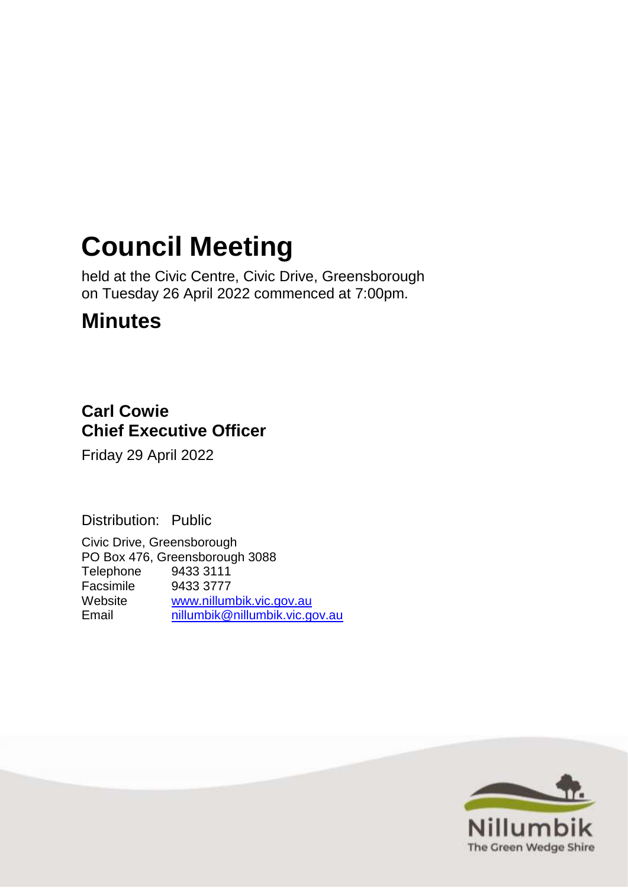# Council Meeting

held at the Civic Centre, Civic Drive, Greensborough
on Tuesday 26 April 2022 commenced at 7:00pm.

## Minutes

**Carl Cowie**
**Chief Executive Officer**

Friday 29 April 2022

Distribution: Public

Civic Drive, Greensborough
PO Box 476, Greensborough 3088

| | |
|---|---|
| Telephone | 9433 3111 |
| Facsimile | 9433 3777 |
| Website | www.nillumbik.vic.gov.au |
| Email | nillumbik@nillumbik.vic.gov.au |

Nillumbik
The Green Wedge Shire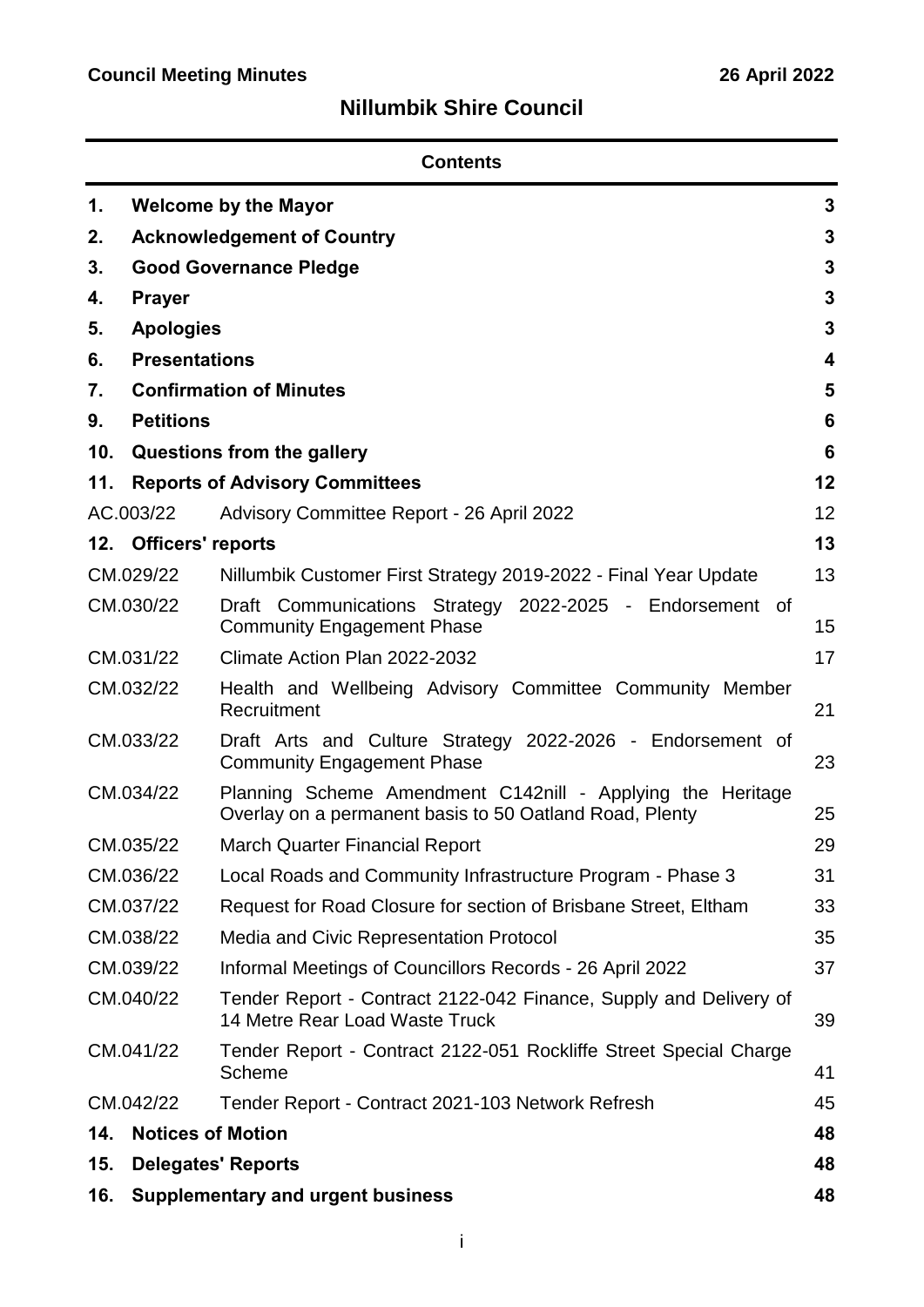**Council Meeting Minutes** **26 April 2022**

## Nillumbik Shire Council

### Contents

| | | |
|---|---|---|
| **1.** | **Welcome by the Mayor** | **3** |
| **2.** | **Acknowledgement of Country** | **3** |
| **3.** | **Good Governance Pledge** | **3** |
| **4.** | **Prayer** | **3** |
| **5.** | **Apologies** | **3** |
| **6.** | **Presentations** | **4** |
| **7.** | **Confirmation of Minutes** | **5** |
| **9.** | **Petitions** | **6** |
| **10.** | **Questions from the gallery** | **6** |
| **11.** | **Reports of Advisory Committees** | **12** |
| AC.003/22 | Advisory Committee Report - 26 April 2022 | 12 |
| **12.** | **Officers' reports** | **13** |
| CM.029/22 | Nillumbik Customer First Strategy 2019-2022 - Final Year Update | 13 |
| CM.030/22 | Draft Communications Strategy 2022-2025 - Endorsement of Community Engagement Phase | 15 |
| CM.031/22 | Climate Action Plan 2022-2032 | 17 |
| CM.032/22 | Health and Wellbeing Advisory Committee Community Member Recruitment | 21 |
| CM.033/22 | Draft Arts and Culture Strategy 2022-2026 - Endorsement of Community Engagement Phase | 23 |
| CM.034/22 | Planning Scheme Amendment C142nill - Applying the Heritage Overlay on a permanent basis to 50 Oatland Road, Plenty | 25 |
| CM.035/22 | March Quarter Financial Report | 29 |
| CM.036/22 | Local Roads and Community Infrastructure Program - Phase 3 | 31 |
| CM.037/22 | Request for Road Closure for section of Brisbane Street, Eltham | 33 |
| CM.038/22 | Media and Civic Representation Protocol | 35 |
| CM.039/22 | Informal Meetings of Councillors Records - 26 April 2022 | 37 |
| CM.040/22 | Tender Report - Contract 2122-042 Finance, Supply and Delivery of 14 Metre Rear Load Waste Truck | 39 |
| CM.041/22 | Tender Report - Contract 2122-051 Rockliffe Street Special Charge Scheme | 41 |
| CM.042/22 | Tender Report - Contract 2021-103 Network Refresh | 45 |
| **14.** | **Notices of Motion** | **48** |
| **15.** | **Delegates' Reports** | **48** |
| **16.** | **Supplementary and urgent business** | **48** |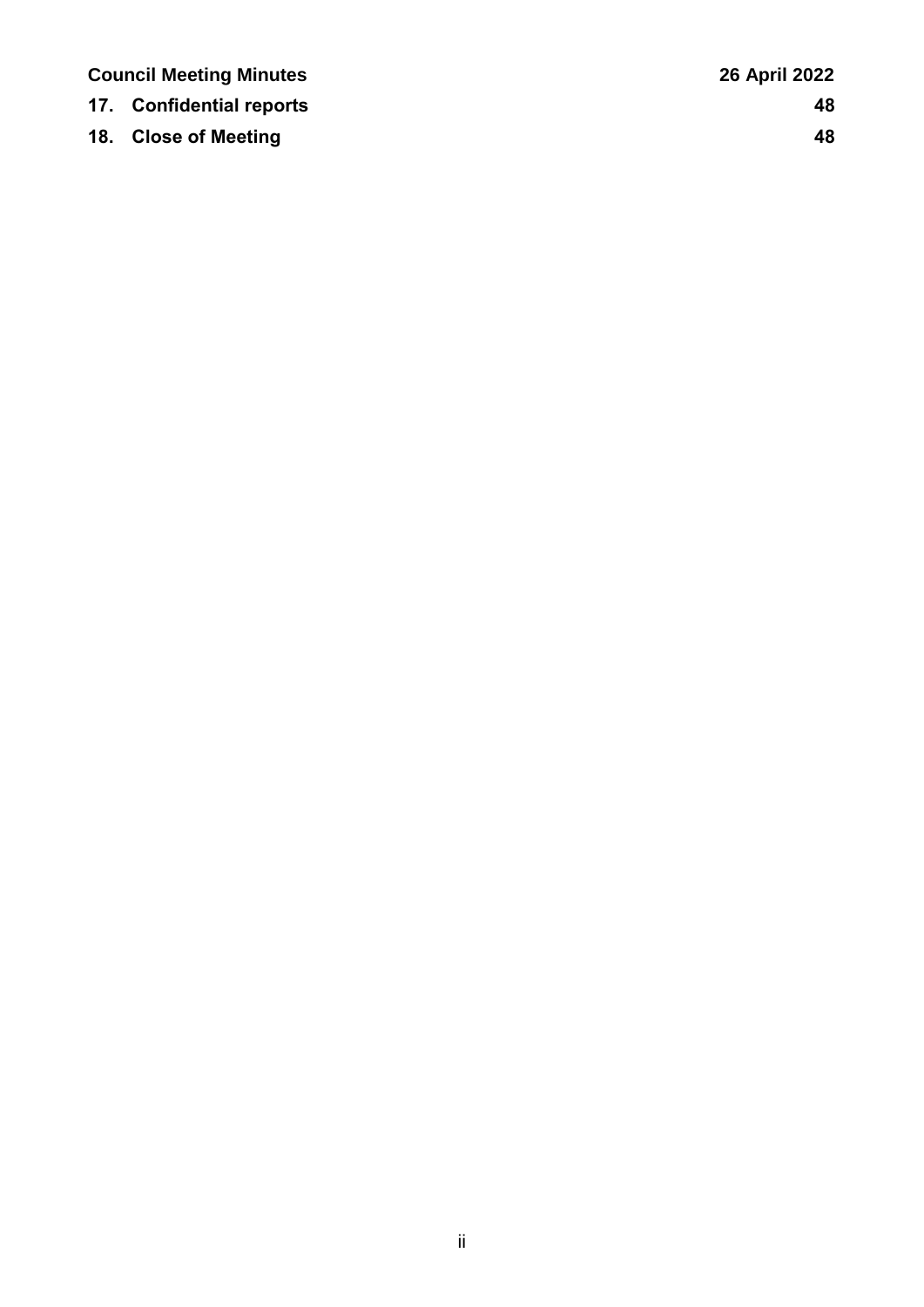**17. Confidential reports** **48**

**18. Close of Meeting** **48**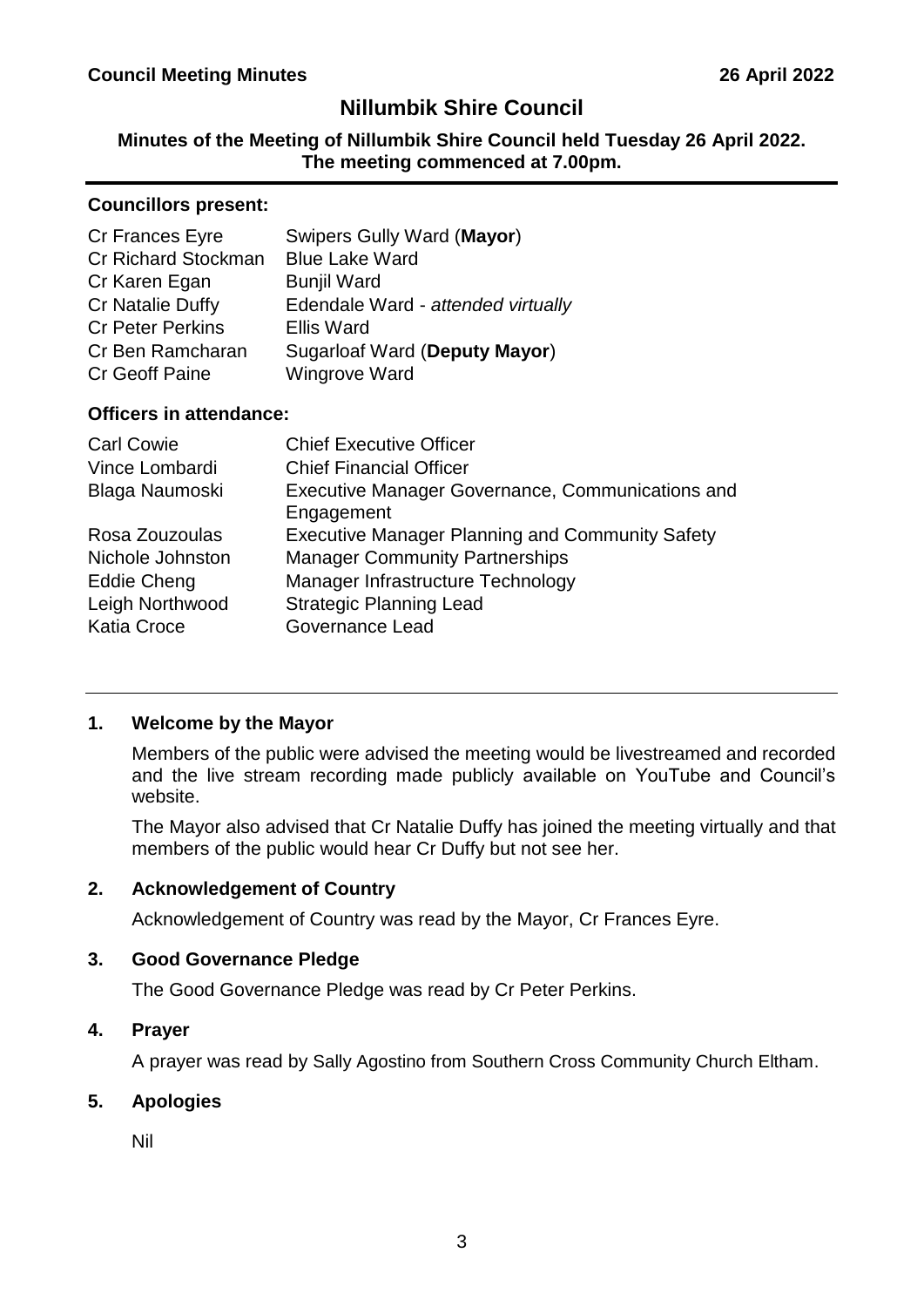# Nillumbik Shire Council

**Minutes of the Meeting of Nillumbik Shire Council held Tuesday 26 April 2022. The meeting commenced at 7.00pm.**

---

**Councillors present:**

| | |
|---|---|
| Cr Frances Eyre | Swipers Gully Ward (**Mayor**) |
| Cr Richard Stockman | Blue Lake Ward |
| Cr Karen Egan | Bunjil Ward |
| Cr Natalie Duffy | Edendale Ward - *attended virtually* |
| Cr Peter Perkins | Ellis Ward |
| Cr Ben Ramcharan | Sugarloaf Ward (**Deputy Mayor**) |
| Cr Geoff Paine | Wingrove Ward |

**Officers in attendance:**

| | |
|---|---|
| Carl Cowie | Chief Executive Officer |
| Vince Lombardi | Chief Financial Officer |
| Blaga Naumoski | Executive Manager Governance, Communications and Engagement |
| Rosa Zouzoulas | Executive Manager Planning and Community Safety |
| Nichole Johnston | Manager Community Partnerships |
| Eddie Cheng | Manager Infrastructure Technology |
| Leigh Northwood | Strategic Planning Lead |
| Katia Croce | Governance Lead |

---

## 1. Welcome by the Mayor

Members of the public were advised the meeting would be livestreamed and recorded and the live stream recording made publicly available on YouTube and Council's website.

The Mayor also advised that Cr Natalie Duffy has joined the meeting virtually and that members of the public would hear Cr Duffy but not see her.

## 2. Acknowledgement of Country

Acknowledgement of Country was read by the Mayor, Cr Frances Eyre.

## 3. Good Governance Pledge

The Good Governance Pledge was read by Cr Peter Perkins.

## 4. Prayer

A prayer was read by Sally Agostino from Southern Cross Community Church Eltham.

## 5. Apologies

Nil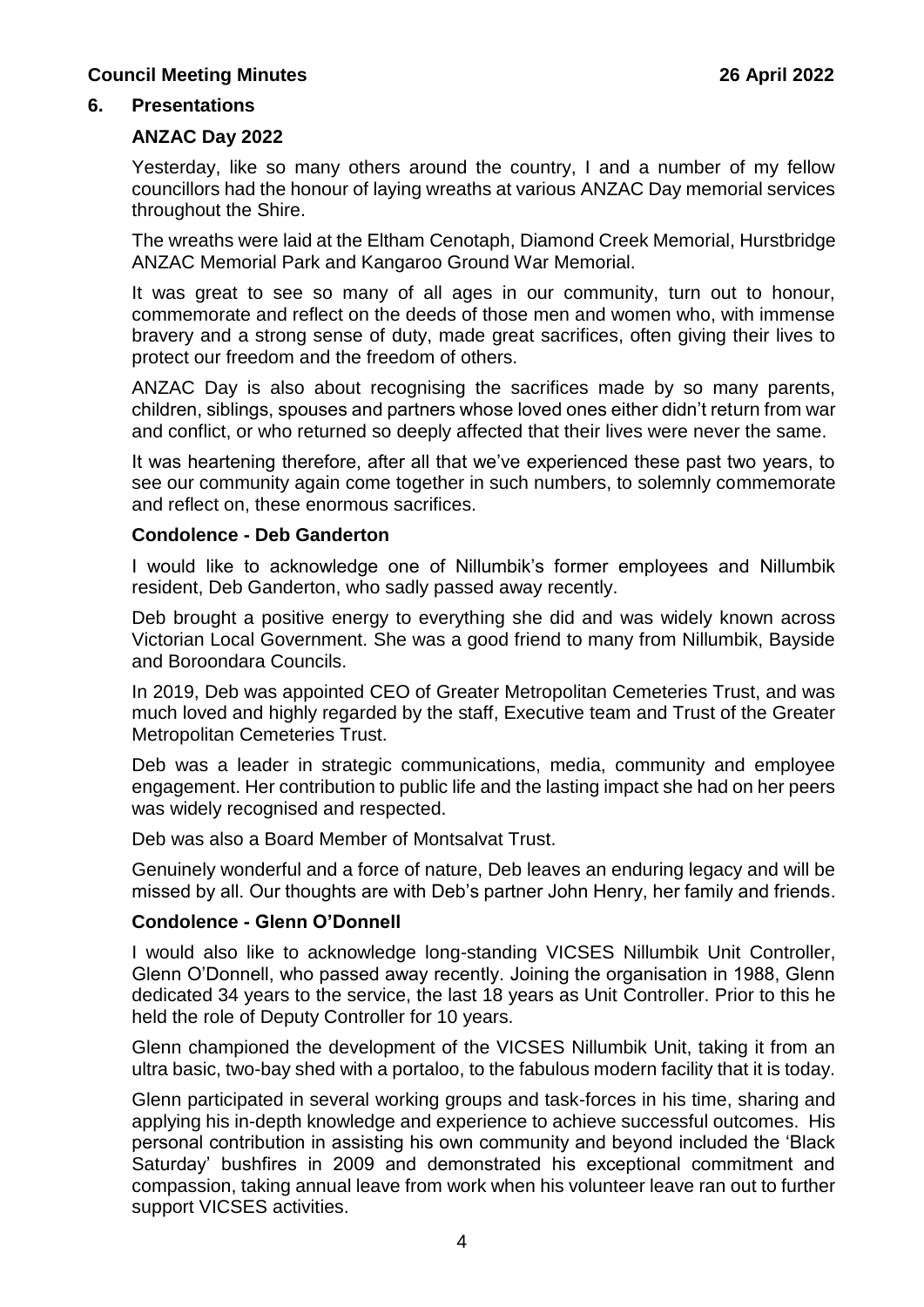## 6. Presentations

### ANZAC Day 2022

Yesterday, like so many others around the country, I and a number of my fellow councillors had the honour of laying wreaths at various ANZAC Day memorial services throughout the Shire.

The wreaths were laid at the Eltham Cenotaph, Diamond Creek Memorial, Hurstbridge ANZAC Memorial Park and Kangaroo Ground War Memorial.

It was great to see so many of all ages in our community, turn out to honour, commemorate and reflect on the deeds of those men and women who, with immense bravery and a strong sense of duty, made great sacrifices, often giving their lives to protect our freedom and the freedom of others.

ANZAC Day is also about recognising the sacrifices made by so many parents, children, siblings, spouses and partners whose loved ones either didn't return from war and conflict, or who returned so deeply affected that their lives were never the same.

It was heartening therefore, after all that we've experienced these past two years, to see our community again come together in such numbers, to solemnly commemorate and reflect on, these enormous sacrifices.

### Condolence - Deb Ganderton

I would like to acknowledge one of Nillumbik's former employees and Nillumbik resident, Deb Ganderton, who sadly passed away recently.

Deb brought a positive energy to everything she did and was widely known across Victorian Local Government. She was a good friend to many from Nillumbik, Bayside and Boroondara Councils.

In 2019, Deb was appointed CEO of Greater Metropolitan Cemeteries Trust, and was much loved and highly regarded by the staff, Executive team and Trust of the Greater Metropolitan Cemeteries Trust.

Deb was a leader in strategic communications, media, community and employee engagement. Her contribution to public life and the lasting impact she had on her peers was widely recognised and respected.

Deb was also a Board Member of Montsalvat Trust.

Genuinely wonderful and a force of nature, Deb leaves an enduring legacy and will be missed by all. Our thoughts are with Deb's partner John Henry, her family and friends.

### Condolence - Glenn O'Donnell

I would also like to acknowledge long-standing VICSES Nillumbik Unit Controller, Glenn O'Donnell, who passed away recently. Joining the organisation in 1988, Glenn dedicated 34 years to the service, the last 18 years as Unit Controller. Prior to this he held the role of Deputy Controller for 10 years.

Glenn championed the development of the VICSES Nillumbik Unit, taking it from an ultra basic, two-bay shed with a portaloo, to the fabulous modern facility that it is today.

Glenn participated in several working groups and task-forces in his time, sharing and applying his in-depth knowledge and experience to achieve successful outcomes. His personal contribution in assisting his own community and beyond included the 'Black Saturday' bushfires in 2009 and demonstrated his exceptional commitment and compassion, taking annual leave from work when his volunteer leave ran out to further support VICSES activities.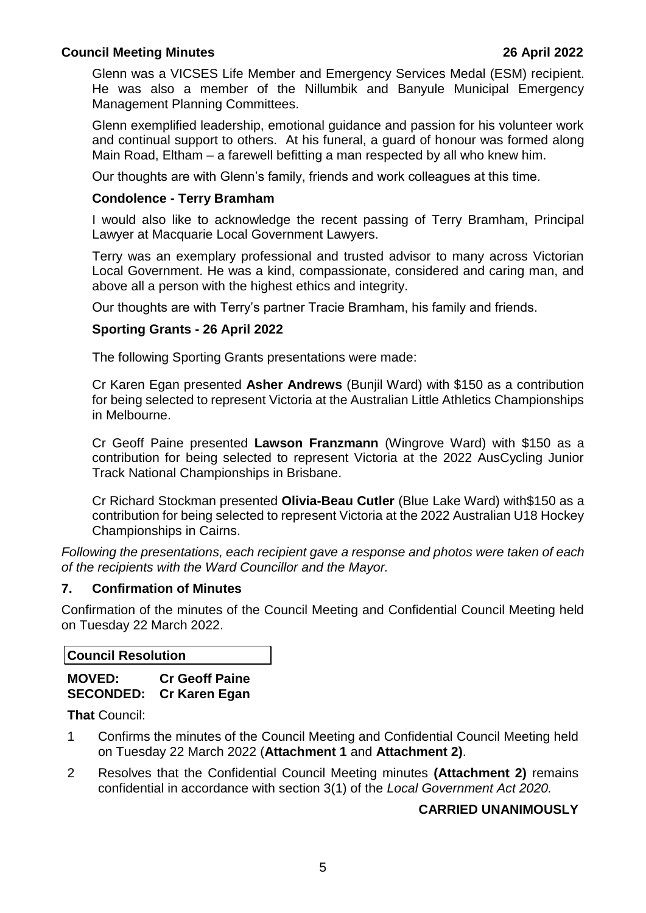Glenn was a VICSES Life Member and Emergency Services Medal (ESM) recipient. He was also a member of the Nillumbik and Banyule Municipal Emergency Management Planning Committees.

Glenn exemplified leadership, emotional guidance and passion for his volunteer work and continual support to others. At his funeral, a guard of honour was formed along Main Road, Eltham – a farewell befitting a man respected by all who knew him.

Our thoughts are with Glenn's family, friends and work colleagues at this time.

**Condolence - Terry Bramham**

I would also like to acknowledge the recent passing of Terry Bramham, Principal Lawyer at Macquarie Local Government Lawyers.

Terry was an exemplary professional and trusted advisor to many across Victorian Local Government. He was a kind, compassionate, considered and caring man, and above all a person with the highest ethics and integrity.

Our thoughts are with Terry's partner Tracie Bramham, his family and friends.

**Sporting Grants - 26 April 2022**

The following Sporting Grants presentations were made:

Cr Karen Egan presented **Asher Andrews** (Bunjil Ward) with $150 as a contribution for being selected to represent Victoria at the Australian Little Athletics Championships in Melbourne.

Cr Geoff Paine presented **Lawson Franzmann** (Wingrove Ward) with $150 as a contribution for being selected to represent Victoria at the 2022 AusCycling Junior Track National Championships in Brisbane.

Cr Richard Stockman presented **Olivia-Beau Cutler** (Blue Lake Ward) with$150 as a contribution for being selected to represent Victoria at the 2022 Australian U18 Hockey Championships in Cairns.

*Following the presentations, each recipient gave a response and photos were taken of each of the recipients with the Ward Councillor and the Mayor.*

## 7. Confirmation of Minutes

Confirmation of the minutes of the Council Meeting and Confidential Council Meeting held on Tuesday 22 March 2022.

**Council Resolution**

**MOVED: Cr Geoff Paine**
**SECONDED: Cr Karen Egan**

**That** Council:

1 Confirms the minutes of the Council Meeting and Confidential Council Meeting held on Tuesday 22 March 2022 (**Attachment 1** and **Attachment 2)**.

2 Resolves that the Confidential Council Meeting minutes **(Attachment 2)** remains confidential in accordance with section 3(1) of the *Local Government Act 2020.*

**CARRIED UNANIMOUSLY**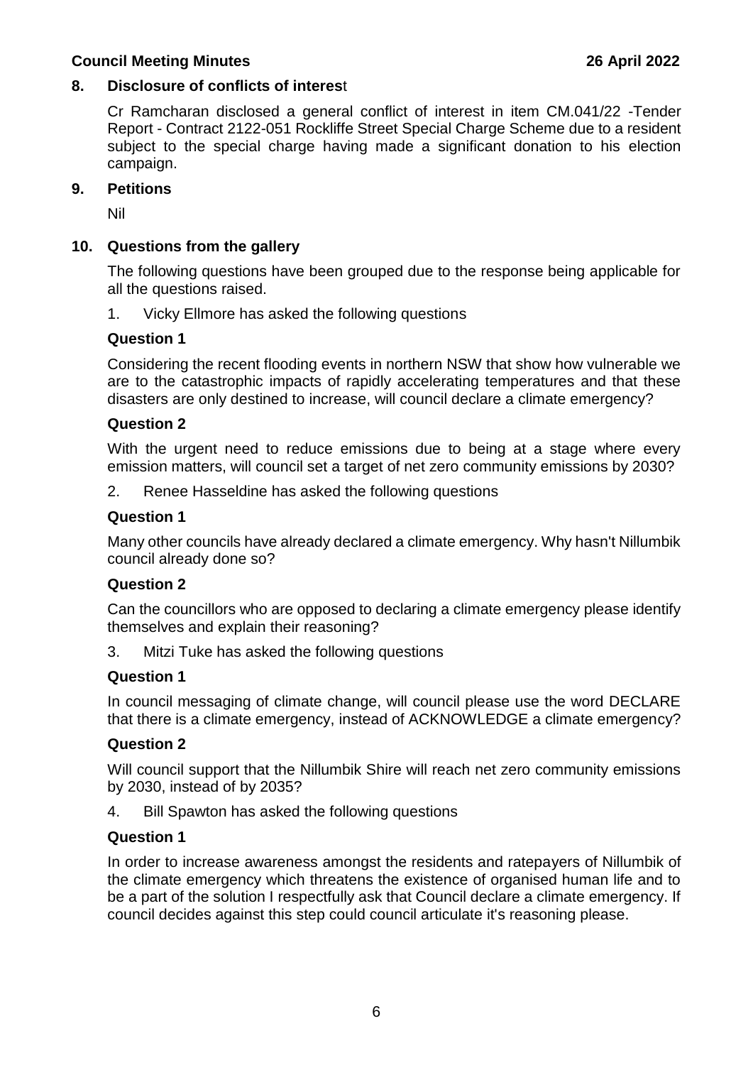## 8. Disclosure of conflicts of interest

Cr Ramcharan disclosed a general conflict of interest in item CM.041/22 -Tender Report - Contract 2122-051 Rockliffe Street Special Charge Scheme due to a resident subject to the special charge having made a significant donation to his election campaign.

## 9. Petitions

Nil

## 10. Questions from the gallery

The following questions have been grouped due to the response being applicable for all the questions raised.

1. Vicky Ellmore has asked the following questions

**Question 1**

Considering the recent flooding events in northern NSW that show how vulnerable we are to the catastrophic impacts of rapidly accelerating temperatures and that these disasters are only destined to increase, will council declare a climate emergency?

**Question 2**

With the urgent need to reduce emissions due to being at a stage where every emission matters, will council set a target of net zero community emissions by 2030?

2. Renee Hasseldine has asked the following questions

**Question 1**

Many other councils have already declared a climate emergency. Why hasn't Nillumbik council already done so?

**Question 2**

Can the councillors who are opposed to declaring a climate emergency please identify themselves and explain their reasoning?

3. Mitzi Tuke has asked the following questions

**Question 1**

In council messaging of climate change, will council please use the word DECLARE that there is a climate emergency, instead of ACKNOWLEDGE a climate emergency?

**Question 2**

Will council support that the Nillumbik Shire will reach net zero community emissions by 2030, instead of by 2035?

4. Bill Spawton has asked the following questions

**Question 1**

In order to increase awareness amongst the residents and ratepayers of Nillumbik of the climate emergency which threatens the existence of organised human life and to be a part of the solution I respectfully ask that Council declare a climate emergency. If council decides against this step could council articulate it's reasoning please.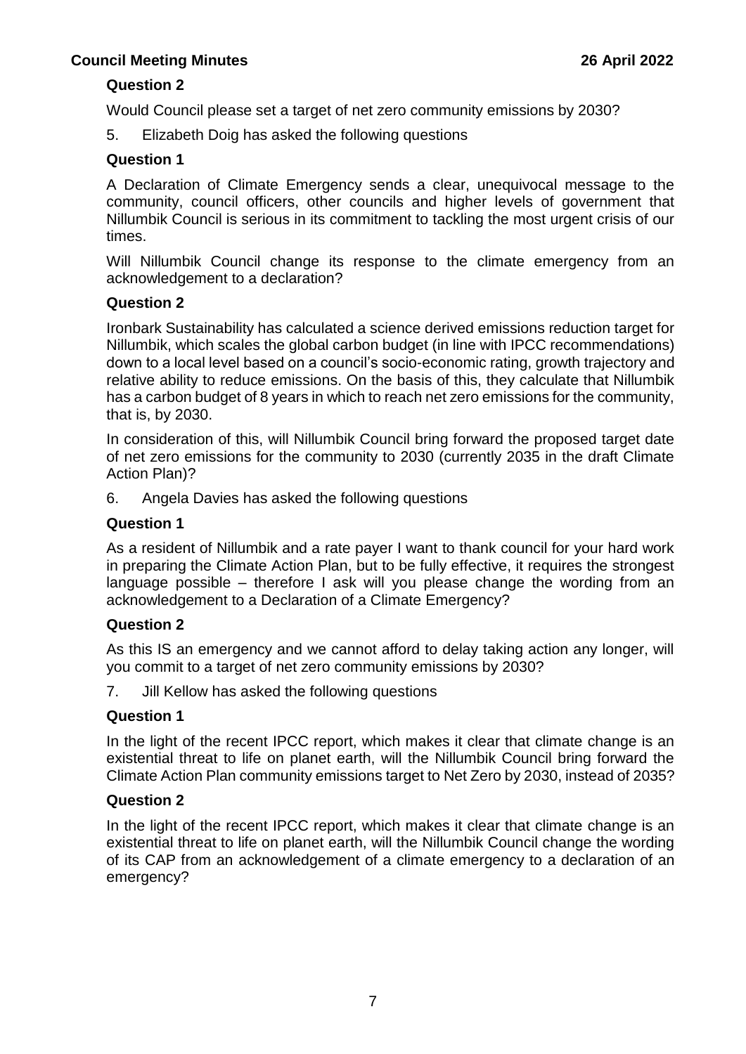**Question 2**

Would Council please set a target of net zero community emissions by 2030?

5. Elizabeth Doig has asked the following questions

**Question 1**

A Declaration of Climate Emergency sends a clear, unequivocal message to the community, council officers, other councils and higher levels of government that Nillumbik Council is serious in its commitment to tackling the most urgent crisis of our times.

Will Nillumbik Council change its response to the climate emergency from an acknowledgement to a declaration?

**Question 2**

Ironbark Sustainability has calculated a science derived emissions reduction target for Nillumbik, which scales the global carbon budget (in line with IPCC recommendations) down to a local level based on a council's socio-economic rating, growth trajectory and relative ability to reduce emissions. On the basis of this, they calculate that Nillumbik has a carbon budget of 8 years in which to reach net zero emissions for the community, that is, by 2030.

In consideration of this, will Nillumbik Council bring forward the proposed target date of net zero emissions for the community to 2030 (currently 2035 in the draft Climate Action Plan)?

6. Angela Davies has asked the following questions

**Question 1**

As a resident of Nillumbik and a rate payer I want to thank council for your hard work in preparing the Climate Action Plan, but to be fully effective, it requires the strongest language possible – therefore I ask will you please change the wording from an acknowledgement to a Declaration of a Climate Emergency?

**Question 2**

As this IS an emergency and we cannot afford to delay taking action any longer, will you commit to a target of net zero community emissions by 2030?

7. Jill Kellow has asked the following questions

**Question 1**

In the light of the recent IPCC report, which makes it clear that climate change is an existential threat to life on planet earth, will the Nillumbik Council bring forward the Climate Action Plan community emissions target to Net Zero by 2030, instead of 2035?

**Question 2**

In the light of the recent IPCC report, which makes it clear that climate change is an existential threat to life on planet earth, will the Nillumbik Council change the wording of its CAP from an acknowledgement of a climate emergency to a declaration of an emergency?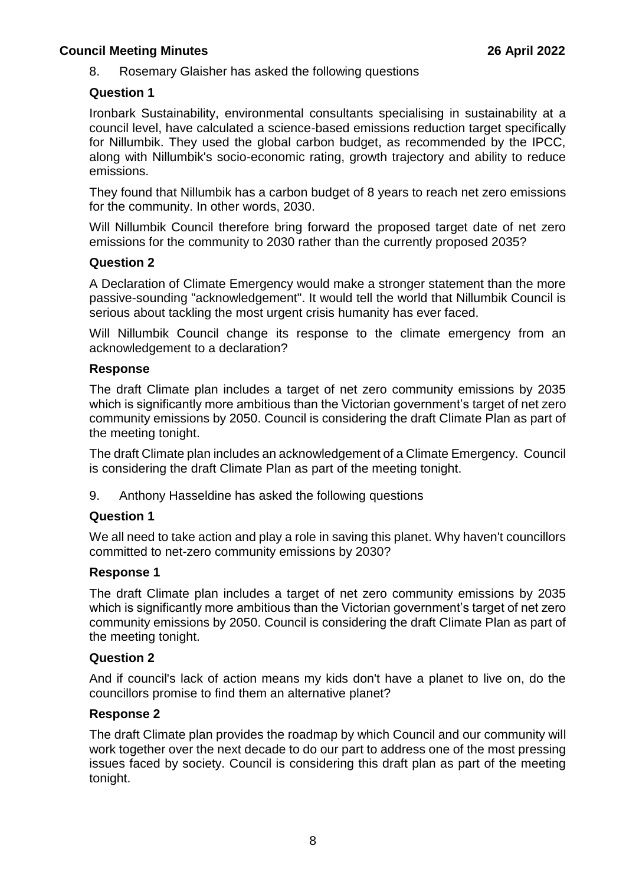8. Rosemary Glaisher has asked the following questions

**Question 1**

Ironbark Sustainability, environmental consultants specialising in sustainability at a council level, have calculated a science-based emissions reduction target specifically for Nillumbik. They used the global carbon budget, as recommended by the IPCC, along with Nillumbik's socio-economic rating, growth trajectory and ability to reduce emissions.

They found that Nillumbik has a carbon budget of 8 years to reach net zero emissions for the community. In other words, 2030.

Will Nillumbik Council therefore bring forward the proposed target date of net zero emissions for the community to 2030 rather than the currently proposed 2035?

**Question 2**

A Declaration of Climate Emergency would make a stronger statement than the more passive-sounding "acknowledgement". It would tell the world that Nillumbik Council is serious about tackling the most urgent crisis humanity has ever faced.

Will Nillumbik Council change its response to the climate emergency from an acknowledgement to a declaration?

**Response**

The draft Climate plan includes a target of net zero community emissions by 2035 which is significantly more ambitious than the Victorian government's target of net zero community emissions by 2050. Council is considering the draft Climate Plan as part of the meeting tonight.

The draft Climate plan includes an acknowledgement of a Climate Emergency. Council is considering the draft Climate Plan as part of the meeting tonight.

9. Anthony Hasseldine has asked the following questions

**Question 1**

We all need to take action and play a role in saving this planet. Why haven't councillors committed to net-zero community emissions by 2030?

**Response 1**

The draft Climate plan includes a target of net zero community emissions by 2035 which is significantly more ambitious than the Victorian government's target of net zero community emissions by 2050. Council is considering the draft Climate Plan as part of the meeting tonight.

**Question 2**

And if council's lack of action means my kids don't have a planet to live on, do the councillors promise to find them an alternative planet?

**Response 2**

The draft Climate plan provides the roadmap by which Council and our community will work together over the next decade to do our part to address one of the most pressing issues faced by society. Council is considering this draft plan as part of the meeting tonight.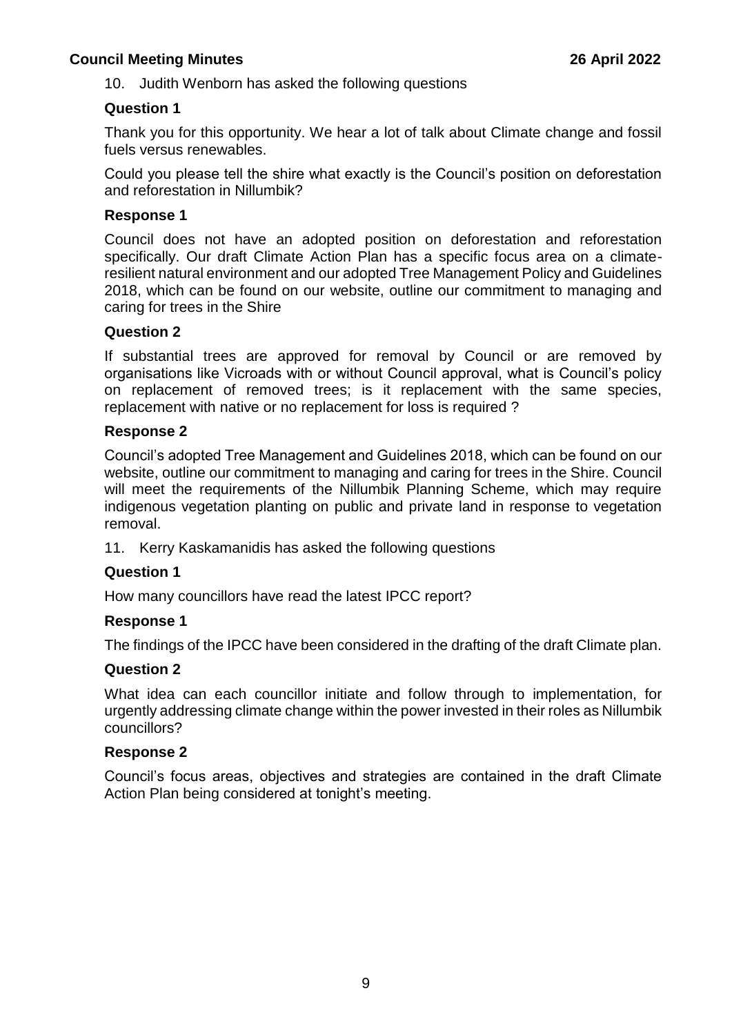10. Judith Wenborn has asked the following questions

**Question 1**

Thank you for this opportunity. We hear a lot of talk about Climate change and fossil fuels versus renewables.

Could you please tell the shire what exactly is the Council's position on deforestation and reforestation in Nillumbik?

**Response 1**

Council does not have an adopted position on deforestation and reforestation specifically. Our draft Climate Action Plan has a specific focus area on a climate-resilient natural environment and our adopted Tree Management Policy and Guidelines 2018, which can be found on our website, outline our commitment to managing and caring for trees in the Shire

**Question 2**

If substantial trees are approved for removal by Council or are removed by organisations like Vicroads with or without Council approval, what is Council's policy on replacement of removed trees; is it replacement with the same species, replacement with native or no replacement for loss is required ?

**Response 2**

Council's adopted Tree Management and Guidelines 2018, which can be found on our website, outline our commitment to managing and caring for trees in the Shire. Council will meet the requirements of the Nillumbik Planning Scheme, which may require indigenous vegetation planting on public and private land in response to vegetation removal.

11. Kerry Kaskamanidis has asked the following questions

**Question 1**

How many councillors have read the latest IPCC report?

**Response 1**

The findings of the IPCC have been considered in the drafting of the draft Climate plan.

**Question 2**

What idea can each councillor initiate and follow through to implementation, for urgently addressing climate change within the power invested in their roles as Nillumbik councillors?

**Response 2**

Council's focus areas, objectives and strategies are contained in the draft Climate Action Plan being considered at tonight's meeting.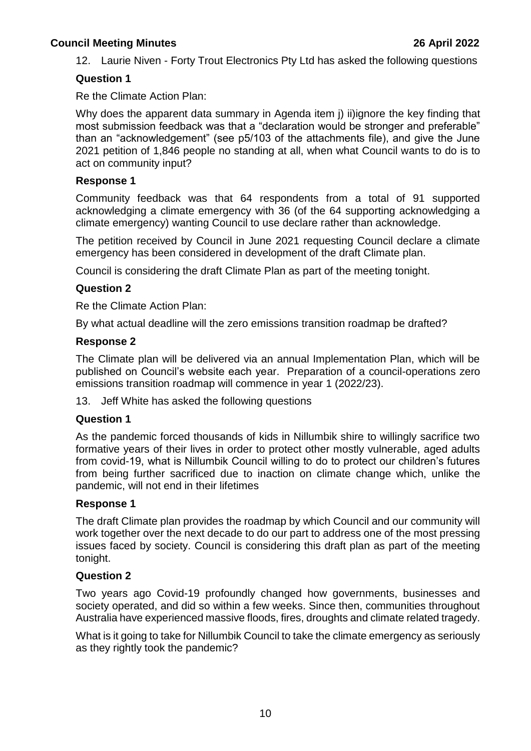12. Laurie Niven - Forty Trout Electronics Pty Ltd has asked the following questions

**Question 1**

Re the Climate Action Plan:

Why does the apparent data summary in Agenda item j) ii)ignore the key finding that most submission feedback was that a "declaration would be stronger and preferable" than an "acknowledgement" (see p5/103 of the attachments file), and give the June 2021 petition of 1,846 people no standing at all, when what Council wants to do is to act on community input?

**Response 1**

Community feedback was that 64 respondents from a total of 91 supported acknowledging a climate emergency with 36 (of the 64 supporting acknowledging a climate emergency) wanting Council to use declare rather than acknowledge.

The petition received by Council in June 2021 requesting Council declare a climate emergency has been considered in development of the draft Climate plan.

Council is considering the draft Climate Plan as part of the meeting tonight.

**Question 2**

Re the Climate Action Plan:

By what actual deadline will the zero emissions transition roadmap be drafted?

**Response 2**

The Climate plan will be delivered via an annual Implementation Plan, which will be published on Council's website each year. Preparation of a council-operations zero emissions transition roadmap will commence in year 1 (2022/23).

13. Jeff White has asked the following questions

**Question 1**

As the pandemic forced thousands of kids in Nillumbik shire to willingly sacrifice two formative years of their lives in order to protect other mostly vulnerable, aged adults from covid-19, what is Nillumbik Council willing to do to protect our children's futures from being further sacrificed due to inaction on climate change which, unlike the pandemic, will not end in their lifetimes

**Response 1**

The draft Climate plan provides the roadmap by which Council and our community will work together over the next decade to do our part to address one of the most pressing issues faced by society. Council is considering this draft plan as part of the meeting tonight.

**Question 2**

Two years ago Covid-19 profoundly changed how governments, businesses and society operated, and did so within a few weeks. Since then, communities throughout Australia have experienced massive floods, fires, droughts and climate related tragedy.

What is it going to take for Nillumbik Council to take the climate emergency as seriously as they rightly took the pandemic?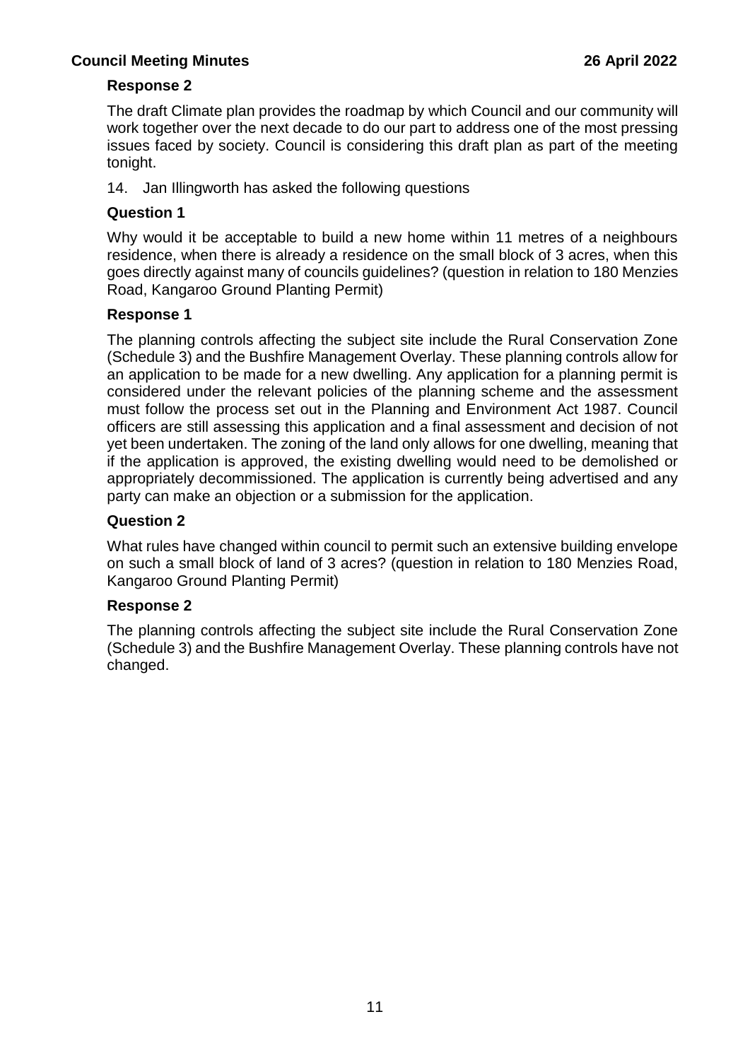**Response 2**

The draft Climate plan provides the roadmap by which Council and our community will work together over the next decade to do our part to address one of the most pressing issues faced by society. Council is considering this draft plan as part of the meeting tonight.

14. Jan Illingworth has asked the following questions

**Question 1**

Why would it be acceptable to build a new home within 11 metres of a neighbours residence, when there is already a residence on the small block of 3 acres, when this goes directly against many of councils guidelines? (question in relation to 180 Menzies Road, Kangaroo Ground Planting Permit)

**Response 1**

The planning controls affecting the subject site include the Rural Conservation Zone (Schedule 3) and the Bushfire Management Overlay. These planning controls allow for an application to be made for a new dwelling. Any application for a planning permit is considered under the relevant policies of the planning scheme and the assessment must follow the process set out in the Planning and Environment Act 1987. Council officers are still assessing this application and a final assessment and decision of not yet been undertaken. The zoning of the land only allows for one dwelling, meaning that if the application is approved, the existing dwelling would need to be demolished or appropriately decommissioned. The application is currently being advertised and any party can make an objection or a submission for the application.

**Question 2**

What rules have changed within council to permit such an extensive building envelope on such a small block of land of 3 acres? (question in relation to 180 Menzies Road, Kangaroo Ground Planting Permit)

**Response 2**

The planning controls affecting the subject site include the Rural Conservation Zone (Schedule 3) and the Bushfire Management Overlay. These planning controls have not changed.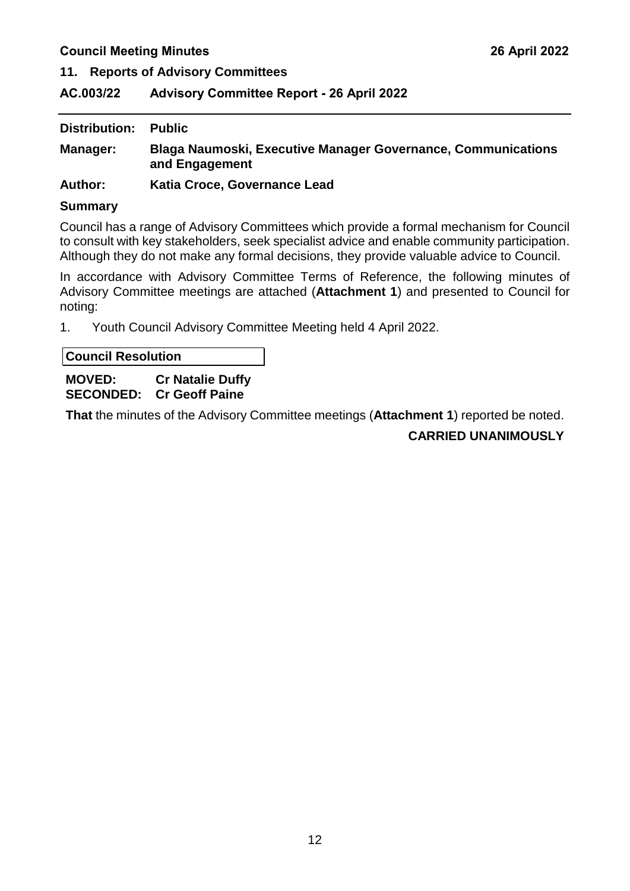## 11. Reports of Advisory Committees

### AC.003/22 Advisory Committee Report - 26 April 2022

---

**Distribution:** **Public**

**Manager:** **Blaga Naumoski, Executive Manager Governance, Communications and Engagement**

**Author:** **Katia Croce, Governance Lead**

**Summary**

Council has a range of Advisory Committees which provide a formal mechanism for Council to consult with key stakeholders, seek specialist advice and enable community participation. Although they do not make any formal decisions, they provide valuable advice to Council.

In accordance with Advisory Committee Terms of Reference, the following minutes of Advisory Committee meetings are attached (**Attachment 1**) and presented to Council for noting:

1. Youth Council Advisory Committee Meeting held 4 April 2022.

**Council Resolution**

**MOVED:** **Cr Natalie Duffy**
**SECONDED:** **Cr Geoff Paine**

**That** the minutes of the Advisory Committee meetings (**Attachment 1**) reported be noted.

**CARRIED UNANIMOUSLY**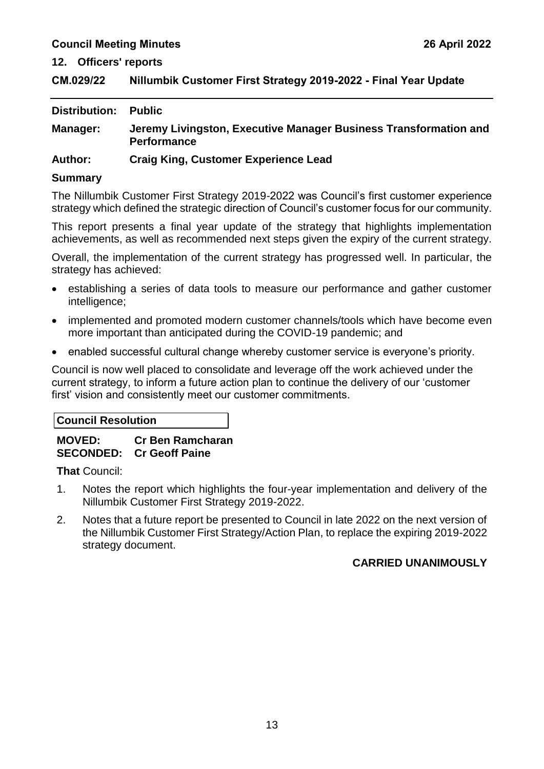## 12. Officers' reports

## CM.029/22 Nillumbik Customer First Strategy 2019-2022 - Final Year Update

**Distribution:** **Public**

**Manager:** **Jeremy Livingston, Executive Manager Business Transformation and Performance**

**Author:** **Craig King, Customer Experience Lead**

### Summary

The Nillumbik Customer First Strategy 2019-2022 was Council's first customer experience strategy which defined the strategic direction of Council's customer focus for our community.

This report presents a final year update of the strategy that highlights implementation achievements, as well as recommended next steps given the expiry of the current strategy.

Overall, the implementation of the current strategy has progressed well. In particular, the strategy has achieved:

- establishing a series of data tools to measure our performance and gather customer intelligence;
- implemented and promoted modern customer channels/tools which have become even more important than anticipated during the COVID-19 pandemic; and
- enabled successful cultural change whereby customer service is everyone's priority.

Council is now well placed to consolidate and leverage off the work achieved under the current strategy, to inform a future action plan to continue the delivery of our 'customer first' vision and consistently meet our customer commitments.

**Council Resolution**

**MOVED:** **Cr Ben Ramcharan**
**SECONDED:** **Cr Geoff Paine**

**That** Council:

1. Notes the report which highlights the four-year implementation and delivery of the Nillumbik Customer First Strategy 2019-2022.
2. Notes that a future report be presented to Council in late 2022 on the next version of the Nillumbik Customer First Strategy/Action Plan, to replace the expiring 2019-2022 strategy document.

**CARRIED UNANIMOUSLY**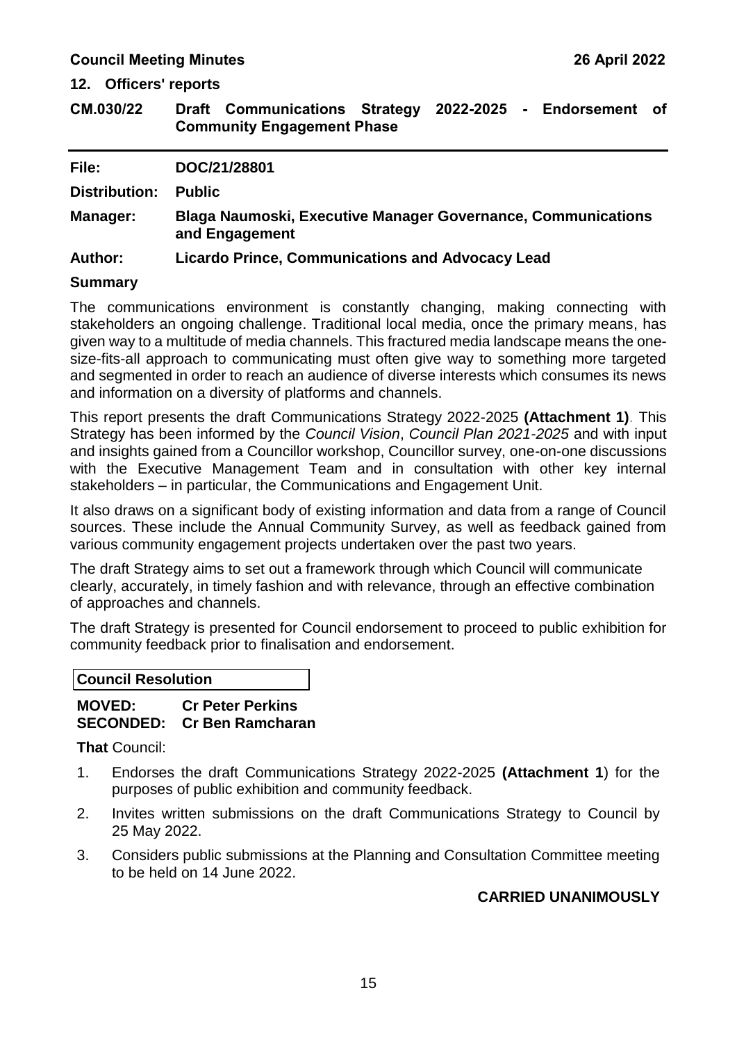## 12. Officers' reports

### CM.030/22 Draft Communications Strategy 2022-2025 - Endorsement of Community Engagement Phase

**File:** DOC/21/28801

**Distribution:** Public

**Manager:** Blaga Naumoski, Executive Manager Governance, Communications and Engagement

**Author:** Licardo Prince, Communications and Advocacy Lead

**Summary**

The communications environment is constantly changing, making connecting with stakeholders an ongoing challenge. Traditional local media, once the primary means, has given way to a multitude of media channels. This fractured media landscape means the one-size-fits-all approach to communicating must often give way to something more targeted and segmented in order to reach an audience of diverse interests which consumes its news and information on a diversity of platforms and channels.

This report presents the draft Communications Strategy 2022-2025 **(Attachment 1)**. This Strategy has been informed by the *Council Vision*, *Council Plan 2021-2025* and with input and insights gained from a Councillor workshop, Councillor survey, one-on-one discussions with the Executive Management Team and in consultation with other key internal stakeholders – in particular, the Communications and Engagement Unit.

It also draws on a significant body of existing information and data from a range of Council sources. These include the Annual Community Survey, as well as feedback gained from various community engagement projects undertaken over the past two years.

The draft Strategy aims to set out a framework through which Council will communicate clearly, accurately, in timely fashion and with relevance, through an effective combination of approaches and channels.

The draft Strategy is presented for Council endorsement to proceed to public exhibition for community feedback prior to finalisation and endorsement.

**Council Resolution**

**MOVED:** Cr Peter Perkins
**SECONDED:** Cr Ben Ramcharan

**That** Council:

1. Endorses the draft Communications Strategy 2022-2025 **(Attachment 1**) for the purposes of public exhibition and community feedback.
2. Invites written submissions on the draft Communications Strategy to Council by 25 May 2022.
3. Considers public submissions at the Planning and Consultation Committee meeting to be held on 14 June 2022.

**CARRIED UNANIMOUSLY**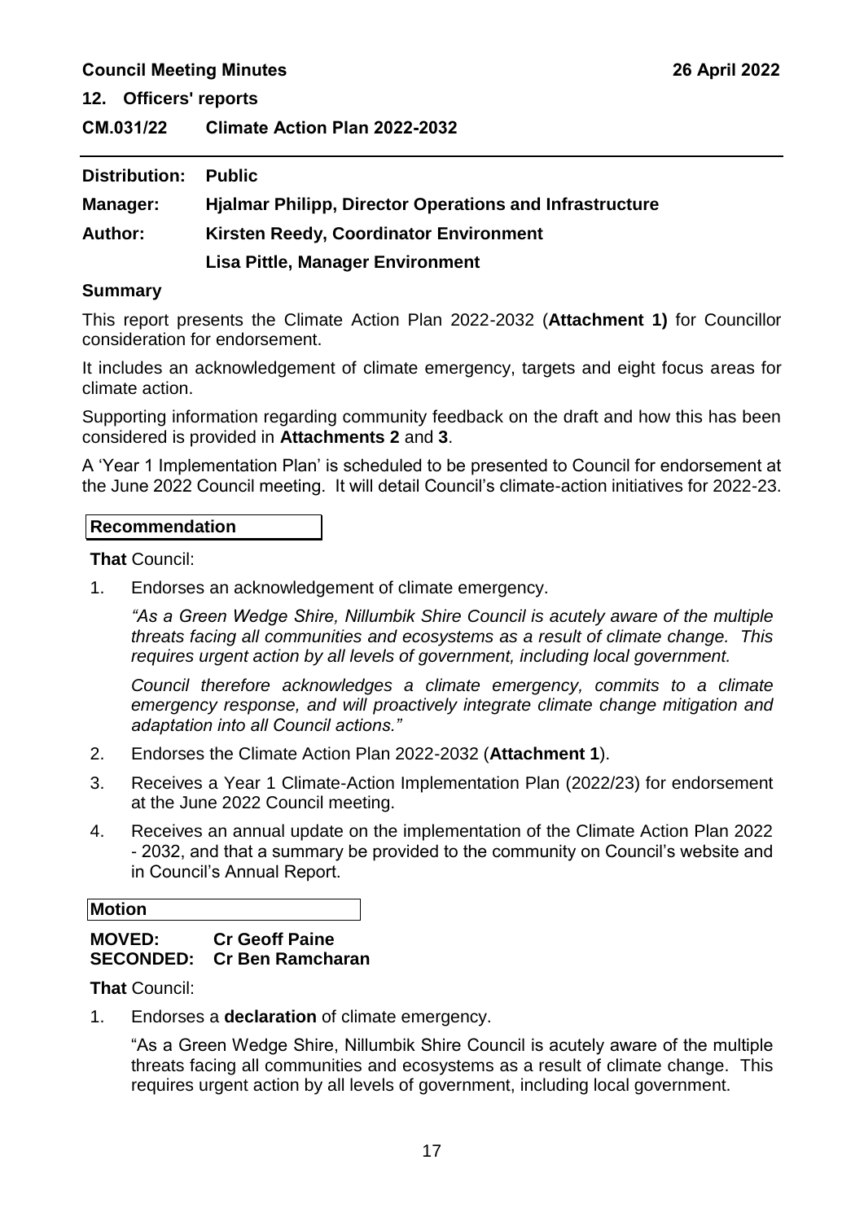**12. Officers' reports**

## CM.031/22 Climate Action Plan 2022-2032

---

**Distribution:** Public

**Manager:** Hjalmar Philipp, Director Operations and Infrastructure

**Author:** Kirsten Reedy, Coordinator Environment

Lisa Pittle, Manager Environment

### Summary

This report presents the Climate Action Plan 2022-2032 (**Attachment 1)** for Councillor consideration for endorsement.

It includes an acknowledgement of climate emergency, targets and eight focus areas for climate action.

Supporting information regarding community feedback on the draft and how this has been considered is provided in **Attachments 2** and **3**.

A 'Year 1 Implementation Plan' is scheduled to be presented to Council for endorsement at the June 2022 Council meeting. It will detail Council's climate-action initiatives for 2022-23.

**Recommendation**

**That** Council:

1. Endorses an acknowledgement of climate emergency.

   *"As a Green Wedge Shire, Nillumbik Shire Council is acutely aware of the multiple threats facing all communities and ecosystems as a result of climate change. This requires urgent action by all levels of government, including local government.*

   *Council therefore acknowledges a climate emergency, commits to a climate emergency response, and will proactively integrate climate change mitigation and adaptation into all Council actions."*

2. Endorses the Climate Action Plan 2022-2032 (**Attachment 1**).
3. Receives a Year 1 Climate-Action Implementation Plan (2022/23) for endorsement at the June 2022 Council meeting.
4. Receives an annual update on the implementation of the Climate Action Plan 2022 - 2032, and that a summary be provided to the community on Council's website and in Council's Annual Report.

**Motion**

**MOVED:** **Cr Geoff Paine**
**SECONDED:** **Cr Ben Ramcharan**

**That** Council:

1. Endorses a **declaration** of climate emergency.

   "As a Green Wedge Shire, Nillumbik Shire Council is acutely aware of the multiple threats facing all communities and ecosystems as a result of climate change. This requires urgent action by all levels of government, including local government.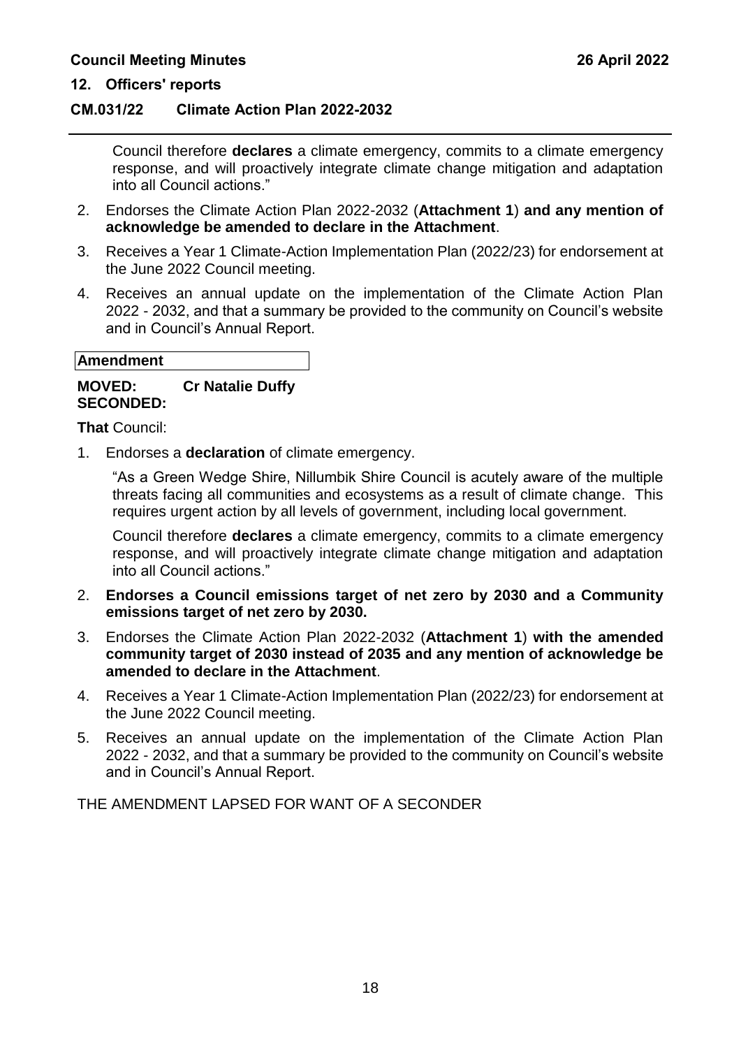Council therefore **declares** a climate emergency, commits to a climate emergency response, and will proactively integrate climate change mitigation and adaptation into all Council actions."

2. Endorses the Climate Action Plan 2022-2032 (**Attachment 1**) **and any mention of acknowledge be amended to declare in the Attachment**.
3. Receives a Year 1 Climate-Action Implementation Plan (2022/23) for endorsement at the June 2022 Council meeting.
4. Receives an annual update on the implementation of the Climate Action Plan 2022 - 2032, and that a summary be provided to the community on Council's website and in Council's Annual Report.

**Amendment**

**MOVED:** **Cr Natalie Duffy**
**SECONDED:**

**That** Council:

1. Endorses a **declaration** of climate emergency.

   "As a Green Wedge Shire, Nillumbik Shire Council is acutely aware of the multiple threats facing all communities and ecosystems as a result of climate change. This requires urgent action by all levels of government, including local government.

   Council therefore **declares** a climate emergency, commits to a climate emergency response, and will proactively integrate climate change mitigation and adaptation into all Council actions."

2. **Endorses a Council emissions target of net zero by 2030 and a Community emissions target of net zero by 2030.**
3. Endorses the Climate Action Plan 2022-2032 (**Attachment 1**) **with the amended community target of 2030 instead of 2035 and any mention of acknowledge be amended to declare in the Attachment**.
4. Receives a Year 1 Climate-Action Implementation Plan (2022/23) for endorsement at the June 2022 Council meeting.
5. Receives an annual update on the implementation of the Climate Action Plan 2022 - 2032, and that a summary be provided to the community on Council's website and in Council's Annual Report.

THE AMENDMENT LAPSED FOR WANT OF A SECONDER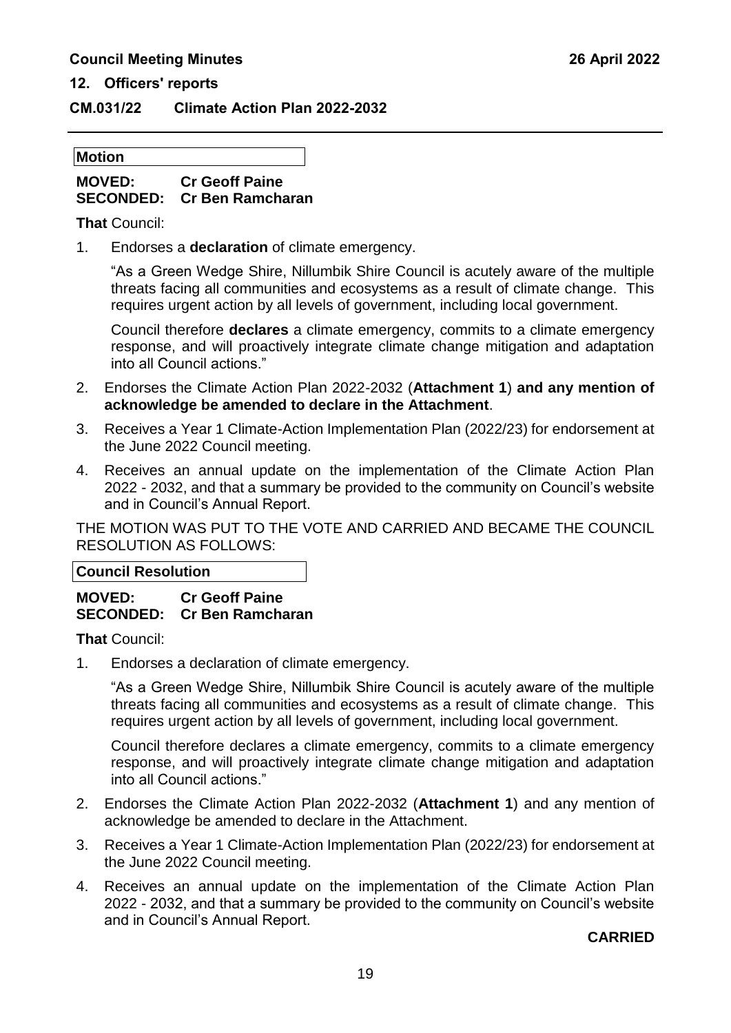## 12. Officers' reports

### CM.031/22 Climate Action Plan 2022-2032

**Motion**

**MOVED:** **Cr Geoff Paine**
**SECONDED:** **Cr Ben Ramcharan**

**That** Council:

1. Endorses a **declaration** of climate emergency.

   "As a Green Wedge Shire, Nillumbik Shire Council is acutely aware of the multiple threats facing all communities and ecosystems as a result of climate change. This requires urgent action by all levels of government, including local government.

   Council therefore **declares** a climate emergency, commits to a climate emergency response, and will proactively integrate climate change mitigation and adaptation into all Council actions."

2. Endorses the Climate Action Plan 2022-2032 (**Attachment 1**) **and any mention of acknowledge be amended to declare in the Attachment**.
3. Receives a Year 1 Climate-Action Implementation Plan (2022/23) for endorsement at the June 2022 Council meeting.
4. Receives an annual update on the implementation of the Climate Action Plan 2022 - 2032, and that a summary be provided to the community on Council's website and in Council's Annual Report.

THE MOTION WAS PUT TO THE VOTE AND CARRIED AND BECAME THE COUNCIL RESOLUTION AS FOLLOWS:

**Council Resolution**

**MOVED:** **Cr Geoff Paine**
**SECONDED:** **Cr Ben Ramcharan**

**That** Council:

1. Endorses a declaration of climate emergency.

   "As a Green Wedge Shire, Nillumbik Shire Council is acutely aware of the multiple threats facing all communities and ecosystems as a result of climate change. This requires urgent action by all levels of government, including local government.

   Council therefore declares a climate emergency, commits to a climate emergency response, and will proactively integrate climate change mitigation and adaptation into all Council actions."

2. Endorses the Climate Action Plan 2022-2032 (**Attachment 1**) and any mention of acknowledge be amended to declare in the Attachment.
3. Receives a Year 1 Climate-Action Implementation Plan (2022/23) for endorsement at the June 2022 Council meeting.
4. Receives an annual update on the implementation of the Climate Action Plan 2022 - 2032, and that a summary be provided to the community on Council's website and in Council's Annual Report.

**CARRIED**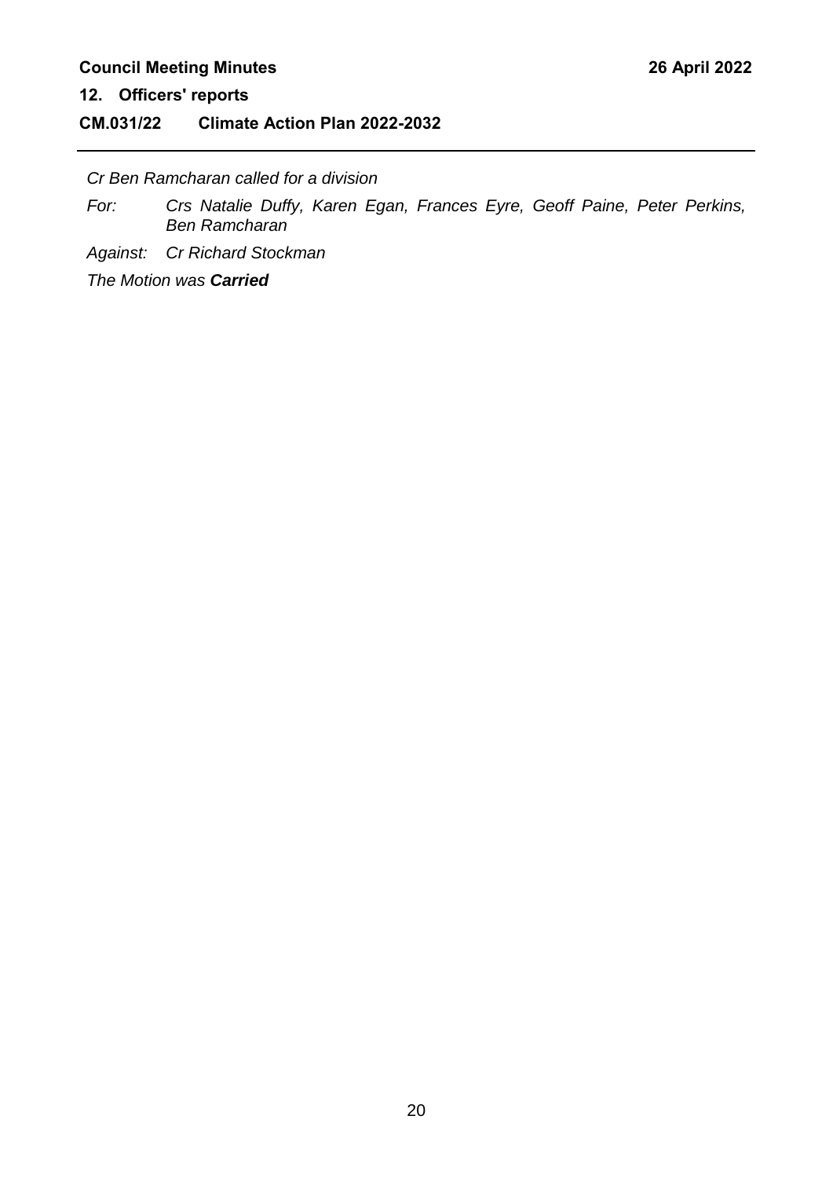*Cr Ben Ramcharan called for a division*

*For: Crs Natalie Duffy, Karen Egan, Frances Eyre, Geoff Paine, Peter Perkins, Ben Ramcharan*

*Against: Cr Richard Stockman*

*The Motion was **Carried***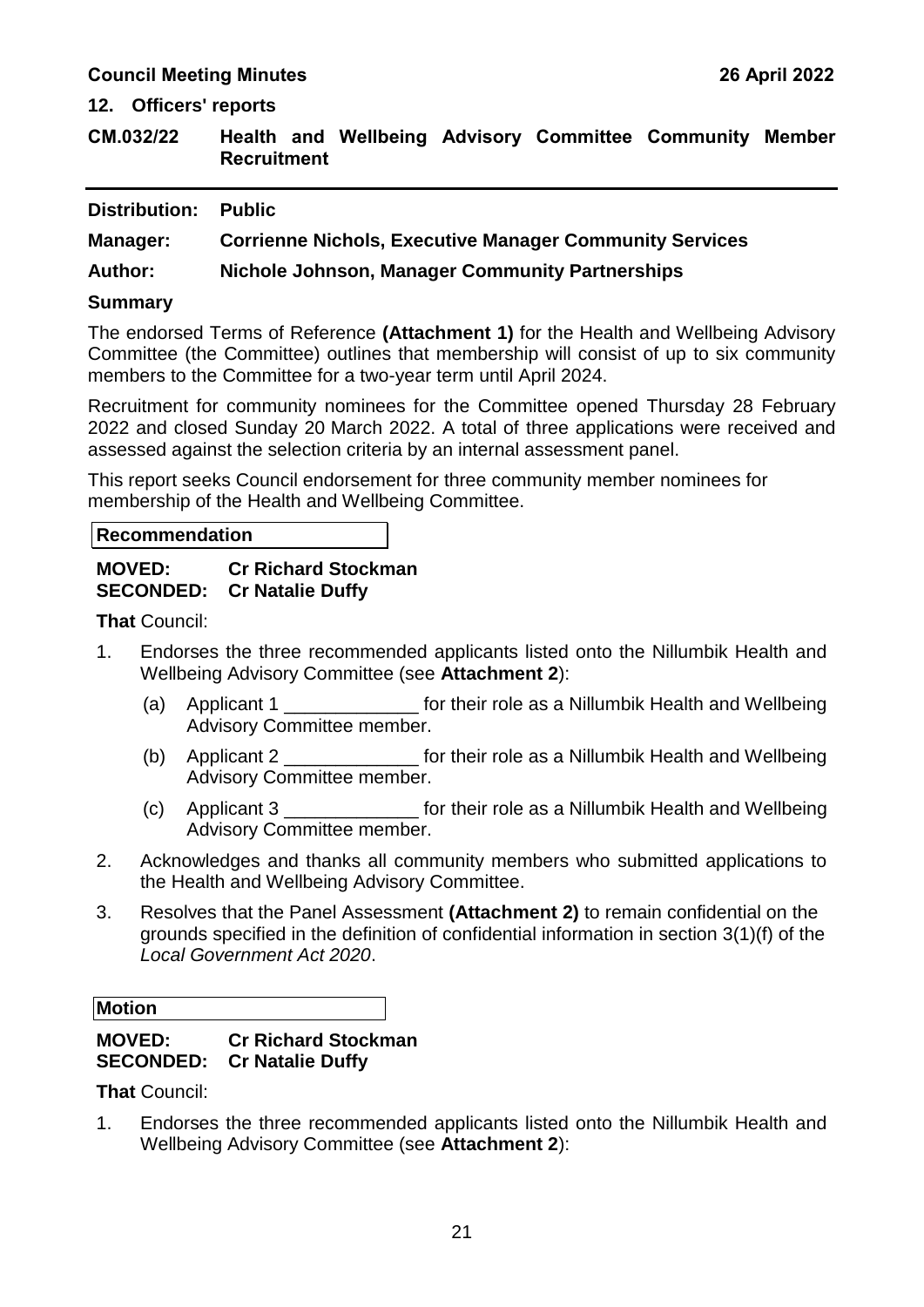## 12. Officers' reports

### CM.032/22 Health and Wellbeing Advisory Committee Community Member Recruitment

**Distribution:** **Public**

**Manager:** **Corrienne Nichols, Executive Manager Community Services**

**Author:** **Nichole Johnson, Manager Community Partnerships**

**Summary**

The endorsed Terms of Reference **(Attachment 1)** for the Health and Wellbeing Advisory Committee (the Committee) outlines that membership will consist of up to six community members to the Committee for a two-year term until April 2024.

Recruitment for community nominees for the Committee opened Thursday 28 February 2022 and closed Sunday 20 March 2022. A total of three applications were received and assessed against the selection criteria by an internal assessment panel.

This report seeks Council endorsement for three community member nominees for membership of the Health and Wellbeing Committee.

**Recommendation**

**MOVED:** **Cr Richard Stockman**
**SECONDED:** **Cr Natalie Duffy**

**That** Council:

1. Endorses the three recommended applicants listed onto the Nillumbik Health and Wellbeing Advisory Committee (see **Attachment 2**):
   (a) Applicant 1 _____________ for their role as a Nillumbik Health and Wellbeing Advisory Committee member.
   (b) Applicant 2 _____________ for their role as a Nillumbik Health and Wellbeing Advisory Committee member.
   (c) Applicant 3 _____________ for their role as a Nillumbik Health and Wellbeing Advisory Committee member.
2. Acknowledges and thanks all community members who submitted applications to the Health and Wellbeing Advisory Committee.
3. Resolves that the Panel Assessment **(Attachment 2)** to remain confidential on the grounds specified in the definition of confidential information in section 3(1)(f) of the *Local Government Act 2020*.

**Motion**

**MOVED:** **Cr Richard Stockman**
**SECONDED:** **Cr Natalie Duffy**

**That** Council:

1. Endorses the three recommended applicants listed onto the Nillumbik Health and Wellbeing Advisory Committee (see **Attachment 2**):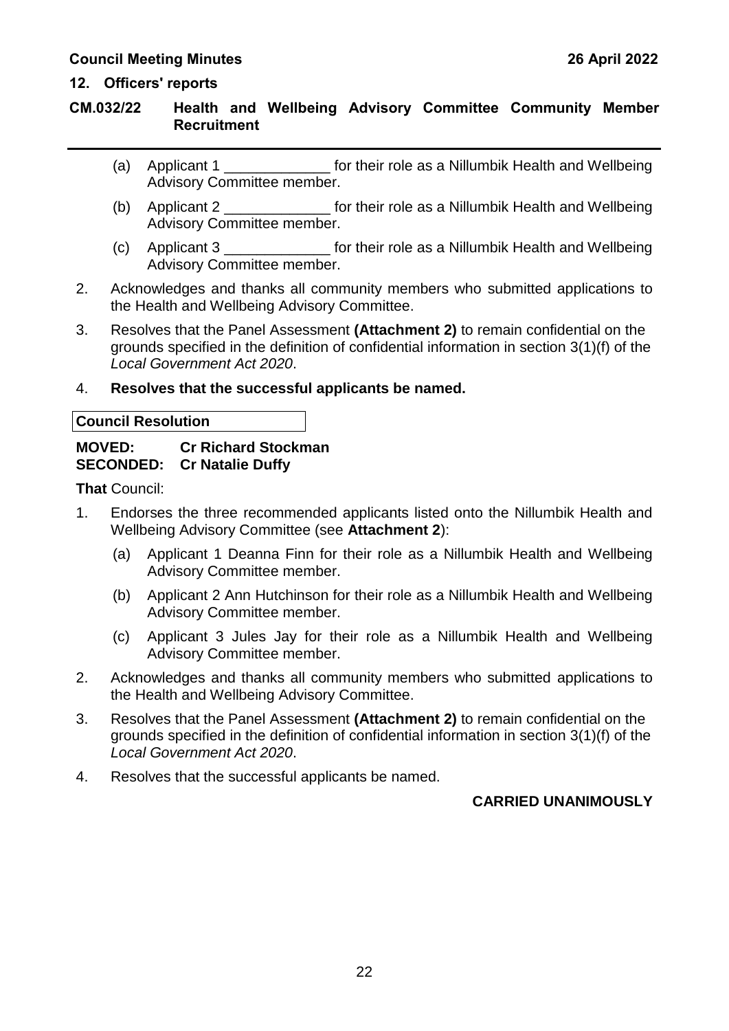## CM.032/22 Health and Wellbeing Advisory Committee Community Member Recruitment

   (a) Applicant 1 _____________ for their role as a Nillumbik Health and Wellbeing Advisory Committee member.

   (b) Applicant 2 _____________ for their role as a Nillumbik Health and Wellbeing Advisory Committee member.

   (c) Applicant 3 _____________ for their role as a Nillumbik Health and Wellbeing Advisory Committee member.

2. Acknowledges and thanks all community members who submitted applications to the Health and Wellbeing Advisory Committee.

3. Resolves that the Panel Assessment **(Attachment 2)** to remain confidential on the grounds specified in the definition of confidential information in section 3(1)(f) of the *Local Government Act 2020*.

4. **Resolves that the successful applicants be named.**

**Council Resolution**

**MOVED:** **Cr Richard Stockman**
**SECONDED:** **Cr Natalie Duffy**

**That** Council:

1. Endorses the three recommended applicants listed onto the Nillumbik Health and Wellbeing Advisory Committee (see **Attachment 2**):

   (a) Applicant 1 Deanna Finn for their role as a Nillumbik Health and Wellbeing Advisory Committee member.

   (b) Applicant 2 Ann Hutchinson for their role as a Nillumbik Health and Wellbeing Advisory Committee member.

   (c) Applicant 3 Jules Jay for their role as a Nillumbik Health and Wellbeing Advisory Committee member.

2. Acknowledges and thanks all community members who submitted applications to the Health and Wellbeing Advisory Committee.

3. Resolves that the Panel Assessment **(Attachment 2)** to remain confidential on the grounds specified in the definition of confidential information in section 3(1)(f) of the *Local Government Act 2020*.

4. Resolves that the successful applicants be named.

**CARRIED UNANIMOUSLY**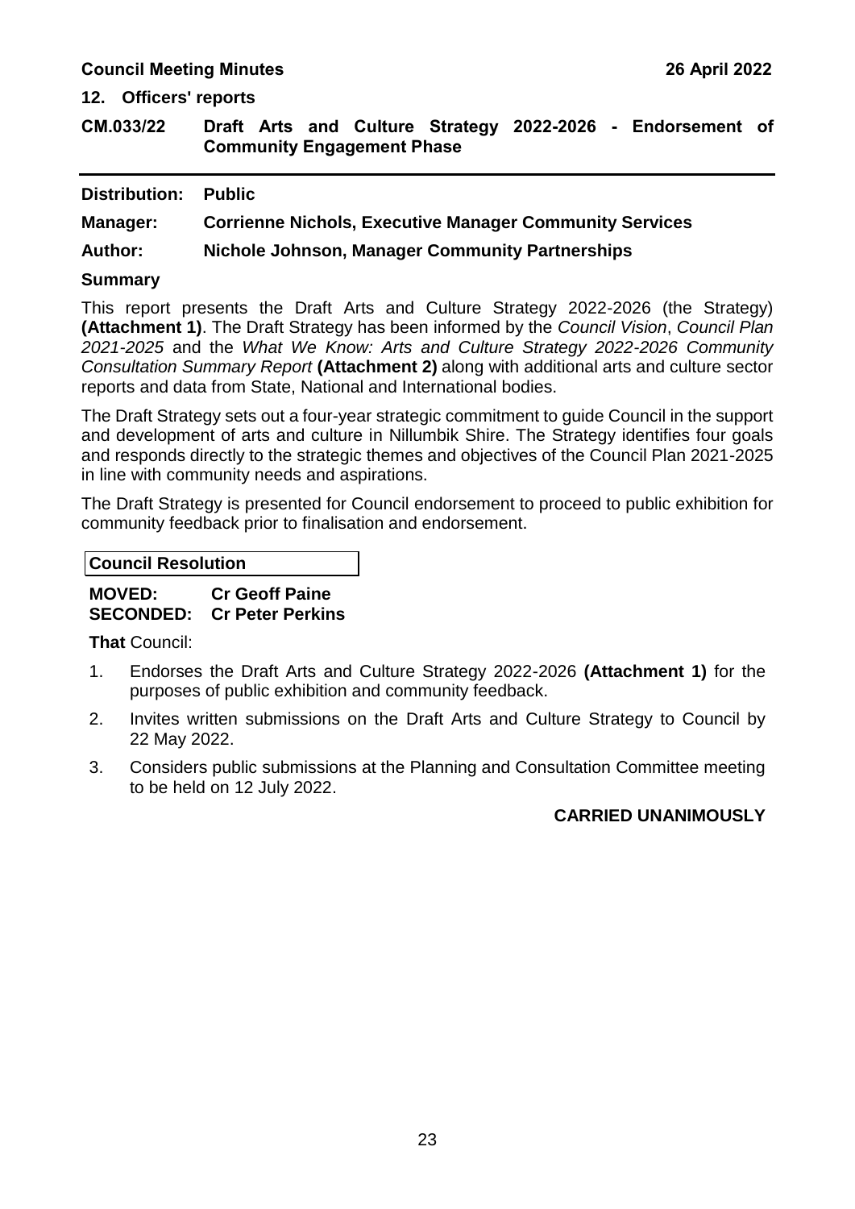## 12. Officers' reports

### CM.033/22 Draft Arts and Culture Strategy 2022-2026 - Endorsement of Community Engagement Phase

**Distribution:** Public

**Manager:** Corrienne Nichols, Executive Manager Community Services

**Author:** Nichole Johnson, Manager Community Partnerships

**Summary**

This report presents the Draft Arts and Culture Strategy 2022-2026 (the Strategy) **(Attachment 1)**. The Draft Strategy has been informed by the *Council Vision*, *Council Plan 2021-2025* and the *What We Know: Arts and Culture Strategy 2022-2026 Community Consultation Summary Report* **(Attachment 2)** along with additional arts and culture sector reports and data from State, National and International bodies.

The Draft Strategy sets out a four-year strategic commitment to guide Council in the support and development of arts and culture in Nillumbik Shire. The Strategy identifies four goals and responds directly to the strategic themes and objectives of the Council Plan 2021-2025 in line with community needs and aspirations.

The Draft Strategy is presented for Council endorsement to proceed to public exhibition for community feedback prior to finalisation and endorsement.

**Council Resolution**

**MOVED:** Cr Geoff Paine
**SECONDED:** Cr Peter Perkins

**That** Council:

1. Endorses the Draft Arts and Culture Strategy 2022-2026 **(Attachment 1)** for the purposes of public exhibition and community feedback.
2. Invites written submissions on the Draft Arts and Culture Strategy to Council by 22 May 2022.
3. Considers public submissions at the Planning and Consultation Committee meeting to be held on 12 July 2022.

**CARRIED UNANIMOUSLY**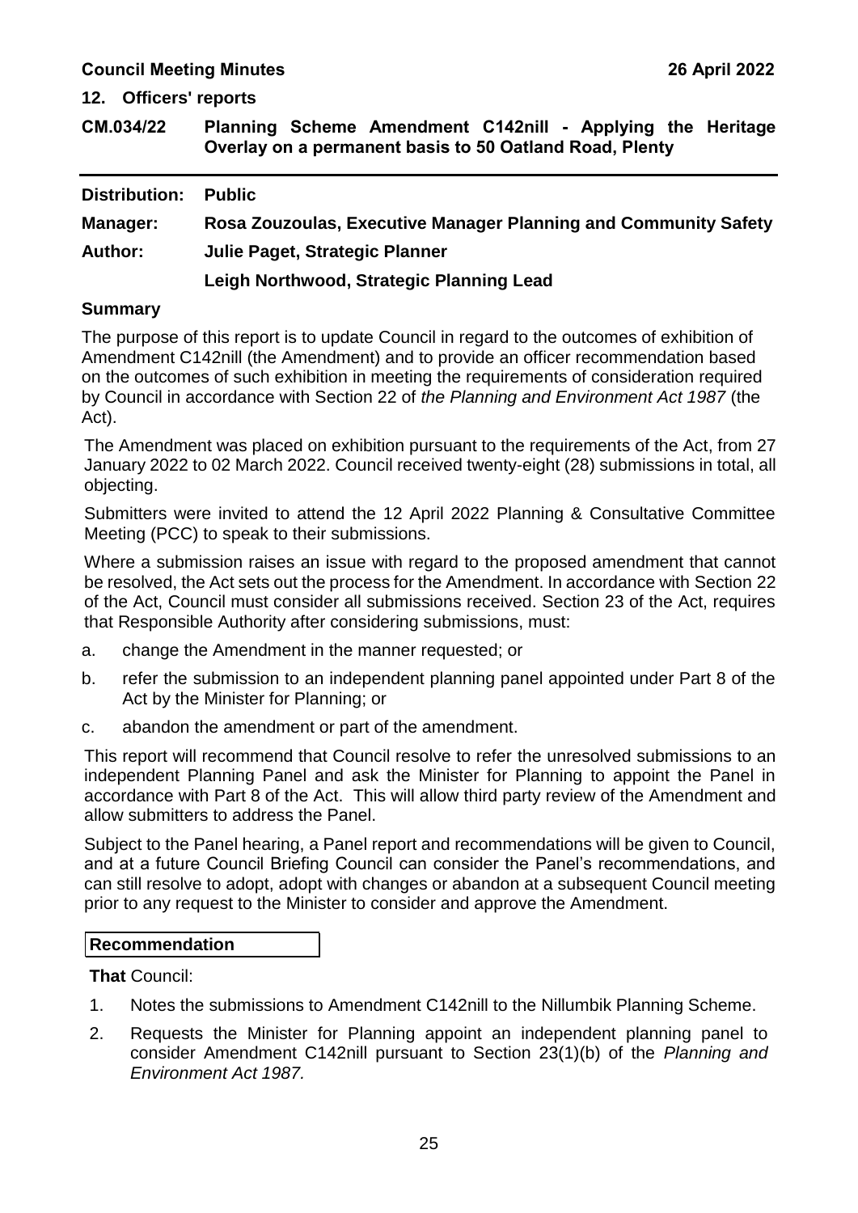## 12. Officers' reports

### CM.034/22 Planning Scheme Amendment C142nill - Applying the Heritage Overlay on a permanent basis to 50 Oatland Road, Plenty

**Distribution:** Public

**Manager:** Rosa Zouzoulas, Executive Manager Planning and Community Safety

**Author:** Julie Paget, Strategic Planner

Leigh Northwood, Strategic Planning Lead

**Summary**

The purpose of this report is to update Council in regard to the outcomes of exhibition of Amendment C142nill (the Amendment) and to provide an officer recommendation based on the outcomes of such exhibition in meeting the requirements of consideration required by Council in accordance with Section 22 of *the Planning and Environment Act 1987* (the Act).

The Amendment was placed on exhibition pursuant to the requirements of the Act, from 27 January 2022 to 02 March 2022. Council received twenty-eight (28) submissions in total, all objecting.

Submitters were invited to attend the 12 April 2022 Planning & Consultative Committee Meeting (PCC) to speak to their submissions.

Where a submission raises an issue with regard to the proposed amendment that cannot be resolved, the Act sets out the process for the Amendment. In accordance with Section 22 of the Act, Council must consider all submissions received. Section 23 of the Act, requires that Responsible Authority after considering submissions, must:

a. change the Amendment in the manner requested; or

b. refer the submission to an independent planning panel appointed under Part 8 of the Act by the Minister for Planning; or

c. abandon the amendment or part of the amendment.

This report will recommend that Council resolve to refer the unresolved submissions to an independent Planning Panel and ask the Minister for Planning to appoint the Panel in accordance with Part 8 of the Act. This will allow third party review of the Amendment and allow submitters to address the Panel.

Subject to the Panel hearing, a Panel report and recommendations will be given to Council, and at a future Council Briefing Council can consider the Panel's recommendations, and can still resolve to adopt, adopt with changes or abandon at a subsequent Council meeting prior to any request to the Minister to consider and approve the Amendment.

**Recommendation**

**That** Council:

1. Notes the submissions to Amendment C142nill to the Nillumbik Planning Scheme.
2. Requests the Minister for Planning appoint an independent planning panel to consider Amendment C142nill pursuant to Section 23(1)(b) of the *Planning and Environment Act 1987.*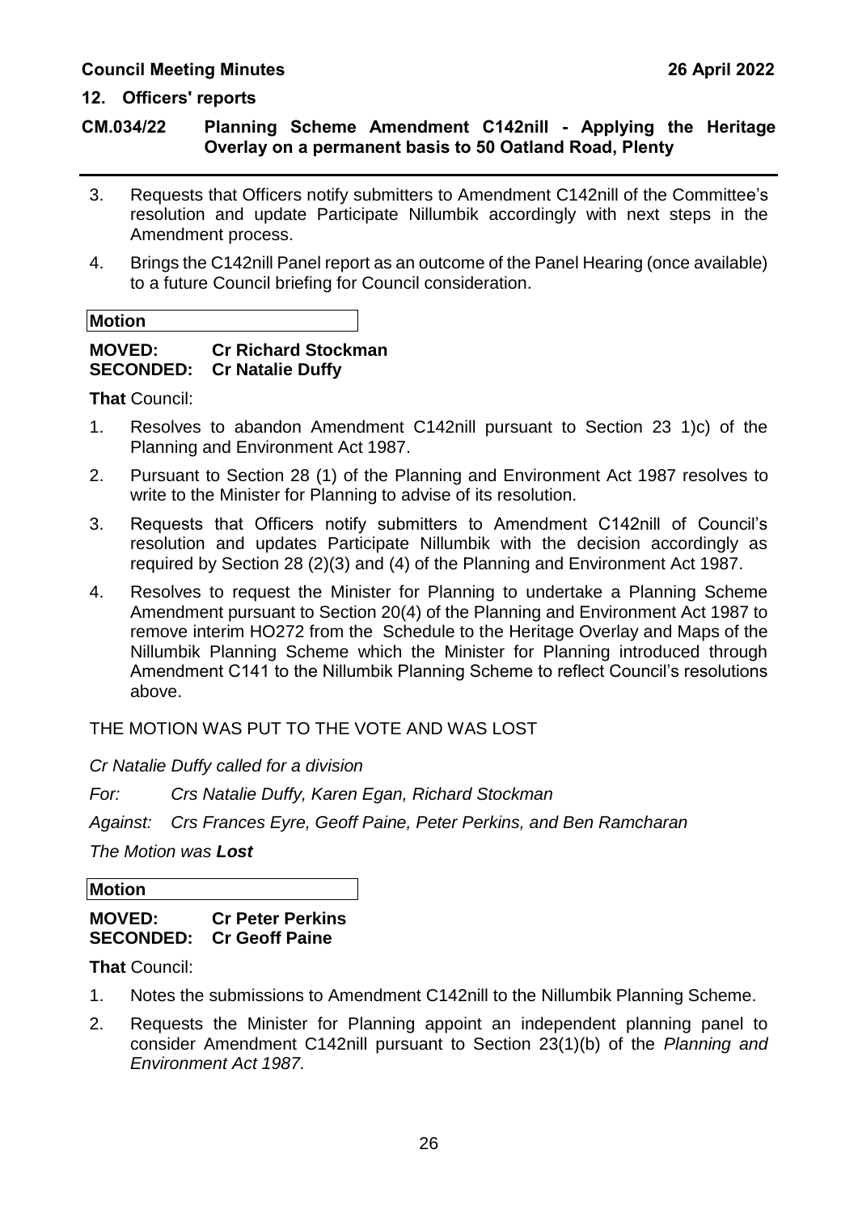## 12. Officers' reports

### CM.034/22 Planning Scheme Amendment C142nill - Applying the Heritage Overlay on a permanent basis to 50 Oatland Road, Plenty

3. Requests that Officers notify submitters to Amendment C142nill of the Committee's resolution and update Participate Nillumbik accordingly with next steps in the Amendment process.
4. Brings the C142nill Panel report as an outcome of the Panel Hearing (once available) to a future Council briefing for Council consideration.

**Motion**

**MOVED: Cr Richard Stockman**
**SECONDED: Cr Natalie Duffy**

**That** Council:

1. Resolves to abandon Amendment C142nill pursuant to Section 23 1)c) of the Planning and Environment Act 1987.
2. Pursuant to Section 28 (1) of the Planning and Environment Act 1987 resolves to write to the Minister for Planning to advise of its resolution.
3. Requests that Officers notify submitters to Amendment C142nill of Council's resolution and updates Participate Nillumbik with the decision accordingly as required by Section 28 (2)(3) and (4) of the Planning and Environment Act 1987.
4. Resolves to request the Minister for Planning to undertake a Planning Scheme Amendment pursuant to Section 20(4) of the Planning and Environment Act 1987 to remove interim HO272 from the Schedule to the Heritage Overlay and Maps of the Nillumbik Planning Scheme which the Minister for Planning introduced through Amendment C141 to the Nillumbik Planning Scheme to reflect Council's resolutions above.

THE MOTION WAS PUT TO THE VOTE AND WAS LOST

*Cr Natalie Duffy called for a division*

*For: Crs Natalie Duffy, Karen Egan, Richard Stockman*

*Against: Crs Frances Eyre, Geoff Paine, Peter Perkins, and Ben Ramcharan*

*The Motion was **Lost***

**Motion**

**MOVED: Cr Peter Perkins**
**SECONDED: Cr Geoff Paine**

**That** Council:

1. Notes the submissions to Amendment C142nill to the Nillumbik Planning Scheme.
2. Requests the Minister for Planning appoint an independent planning panel to consider Amendment C142nill pursuant to Section 23(1)(b) of the *Planning and Environment Act 1987.*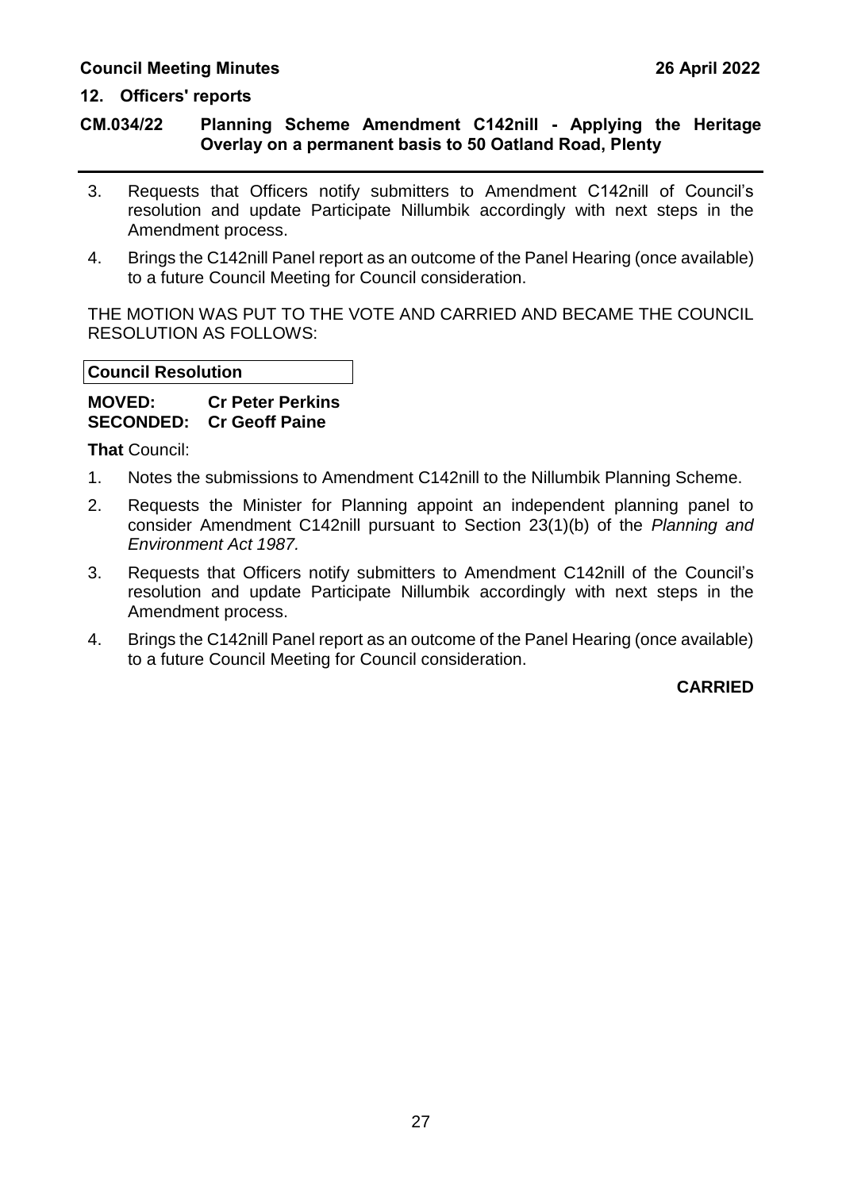## 12. Officers' reports

### CM.034/22 Planning Scheme Amendment C142nill - Applying the Heritage Overlay on a permanent basis to 50 Oatland Road, Plenty

3. Requests that Officers notify submitters to Amendment C142nill of Council's resolution and update Participate Nillumbik accordingly with next steps in the Amendment process.

4. Brings the C142nill Panel report as an outcome of the Panel Hearing (once available) to a future Council Meeting for Council consideration.

THE MOTION WAS PUT TO THE VOTE AND CARRIED AND BECAME THE COUNCIL RESOLUTION AS FOLLOWS:

**Council Resolution**

**MOVED: Cr Peter Perkins**
**SECONDED: Cr Geoff Paine**

**That** Council:

1. Notes the submissions to Amendment C142nill to the Nillumbik Planning Scheme.

2. Requests the Minister for Planning appoint an independent planning panel to consider Amendment C142nill pursuant to Section 23(1)(b) of the *Planning and Environment Act 1987.*

3. Requests that Officers notify submitters to Amendment C142nill of the Council's resolution and update Participate Nillumbik accordingly with next steps in the Amendment process.

4. Brings the C142nill Panel report as an outcome of the Panel Hearing (once available) to a future Council Meeting for Council consideration.

**CARRIED**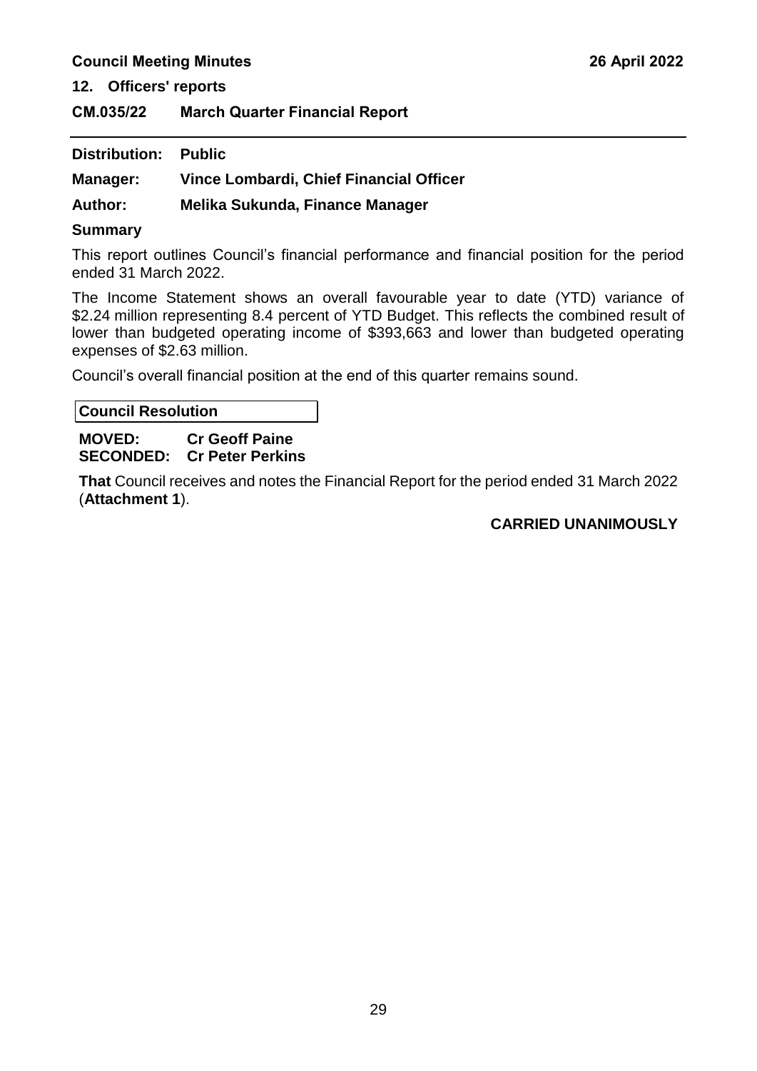## 12. Officers' reports

### CM.035/22 March Quarter Financial Report

---

**Distribution:** **Public**

**Manager:** **Vince Lombardi, Chief Financial Officer**

**Author:** **Melika Sukunda, Finance Manager**

**Summary**

This report outlines Council's financial performance and financial position for the period ended 31 March 2022.

The Income Statement shows an overall favourable year to date (YTD) variance of $2.24 million representing 8.4 percent of YTD Budget. This reflects the combined result of lower than budgeted operating income of $393,663 and lower than budgeted operating expenses of $2.63 million.

Council's overall financial position at the end of this quarter remains sound.

**Council Resolution**

**MOVED:** **Cr Geoff Paine**
**SECONDED:** **Cr Peter Perkins**

**That** Council receives and notes the Financial Report for the period ended 31 March 2022 (**Attachment 1**).

**CARRIED UNANIMOUSLY**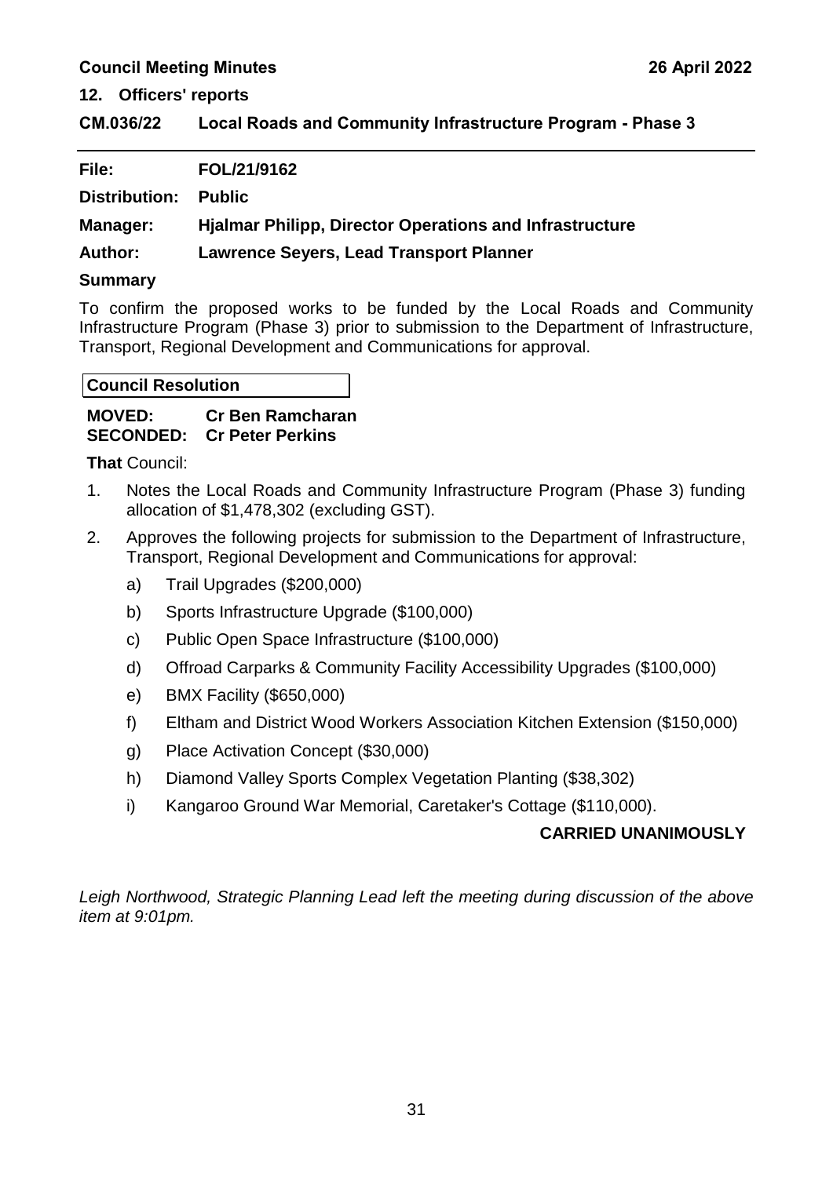## 12. Officers' reports

### CM.036/22 Local Roads and Community Infrastructure Program - Phase 3

**File:** FOL/21/9162

**Distribution:** Public

**Manager:** Hjalmar Philipp, Director Operations and Infrastructure

**Author:** Lawrence Seyers, Lead Transport Planner

**Summary**

To confirm the proposed works to be funded by the Local Roads and Community Infrastructure Program (Phase 3) prior to submission to the Department of Infrastructure, Transport, Regional Development and Communications for approval.

**Council Resolution**

**MOVED:** Cr Ben Ramcharan
**SECONDED:** Cr Peter Perkins

**That** Council:

1. Notes the Local Roads and Community Infrastructure Program (Phase 3) funding allocation of $1,478,302 (excluding GST).
2. Approves the following projects for submission to the Department of Infrastructure, Transport, Regional Development and Communications for approval:
   a) Trail Upgrades ($200,000)
   b) Sports Infrastructure Upgrade ($100,000)
   c) Public Open Space Infrastructure ($100,000)
   d) Offroad Carparks & Community Facility Accessibility Upgrades ($100,000)
   e) BMX Facility ($650,000)
   f) Eltham and District Wood Workers Association Kitchen Extension ($150,000)
   g) Place Activation Concept ($30,000)
   h) Diamond Valley Sports Complex Vegetation Planting ($38,302)
   i) Kangaroo Ground War Memorial, Caretaker's Cottage ($110,000).

**CARRIED UNANIMOUSLY**

*Leigh Northwood, Strategic Planning Lead left the meeting during discussion of the above item at 9:01pm.*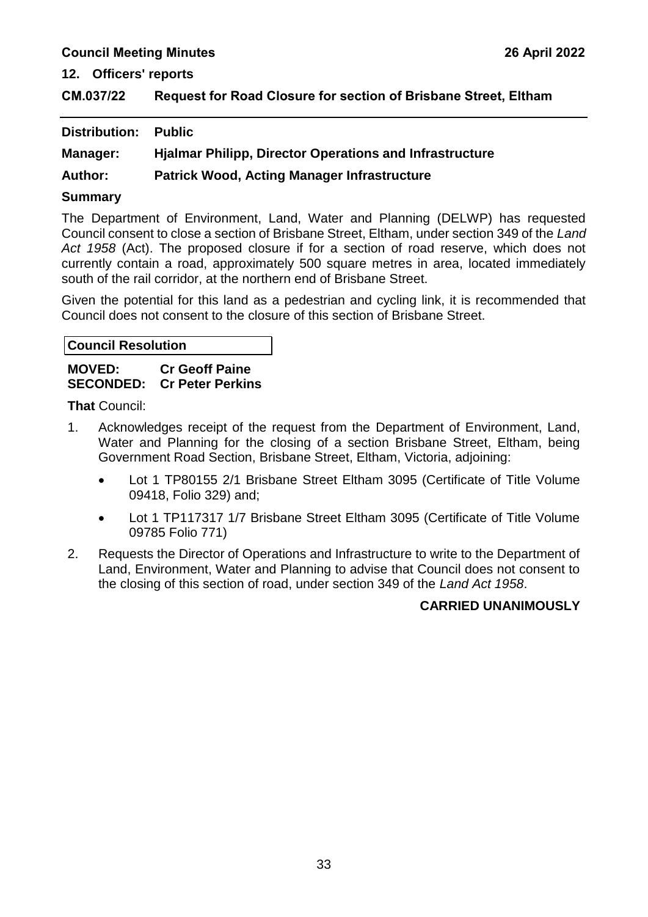## 12. Officers' reports

### CM.037/22 Request for Road Closure for section of Brisbane Street, Eltham

**Distribution:** Public

**Manager:** Hjalmar Philipp, Director Operations and Infrastructure

**Author:** Patrick Wood, Acting Manager Infrastructure

**Summary**

The Department of Environment, Land, Water and Planning (DELWP) has requested Council consent to close a section of Brisbane Street, Eltham, under section 349 of the *Land Act 1958* (Act). The proposed closure if for a section of road reserve, which does not currently contain a road, approximately 500 square metres in area, located immediately south of the rail corridor, at the northern end of Brisbane Street.

Given the potential for this land as a pedestrian and cycling link, it is recommended that Council does not consent to the closure of this section of Brisbane Street.

**Council Resolution**

**MOVED:** **Cr Geoff Paine**
**SECONDED:** **Cr Peter Perkins**

**That** Council:

1. Acknowledges receipt of the request from the Department of Environment, Land, Water and Planning for the closing of a section Brisbane Street, Eltham, being Government Road Section, Brisbane Street, Eltham, Victoria, adjoining:
   - Lot 1 TP80155 2/1 Brisbane Street Eltham 3095 (Certificate of Title Volume 09418, Folio 329) and;
   - Lot 1 TP117317 1/7 Brisbane Street Eltham 3095 (Certificate of Title Volume 09785 Folio 771)
2. Requests the Director of Operations and Infrastructure to write to the Department of Land, Environment, Water and Planning to advise that Council does not consent to the closing of this section of road, under section 349 of the *Land Act 1958*.

**CARRIED UNANIMOUSLY**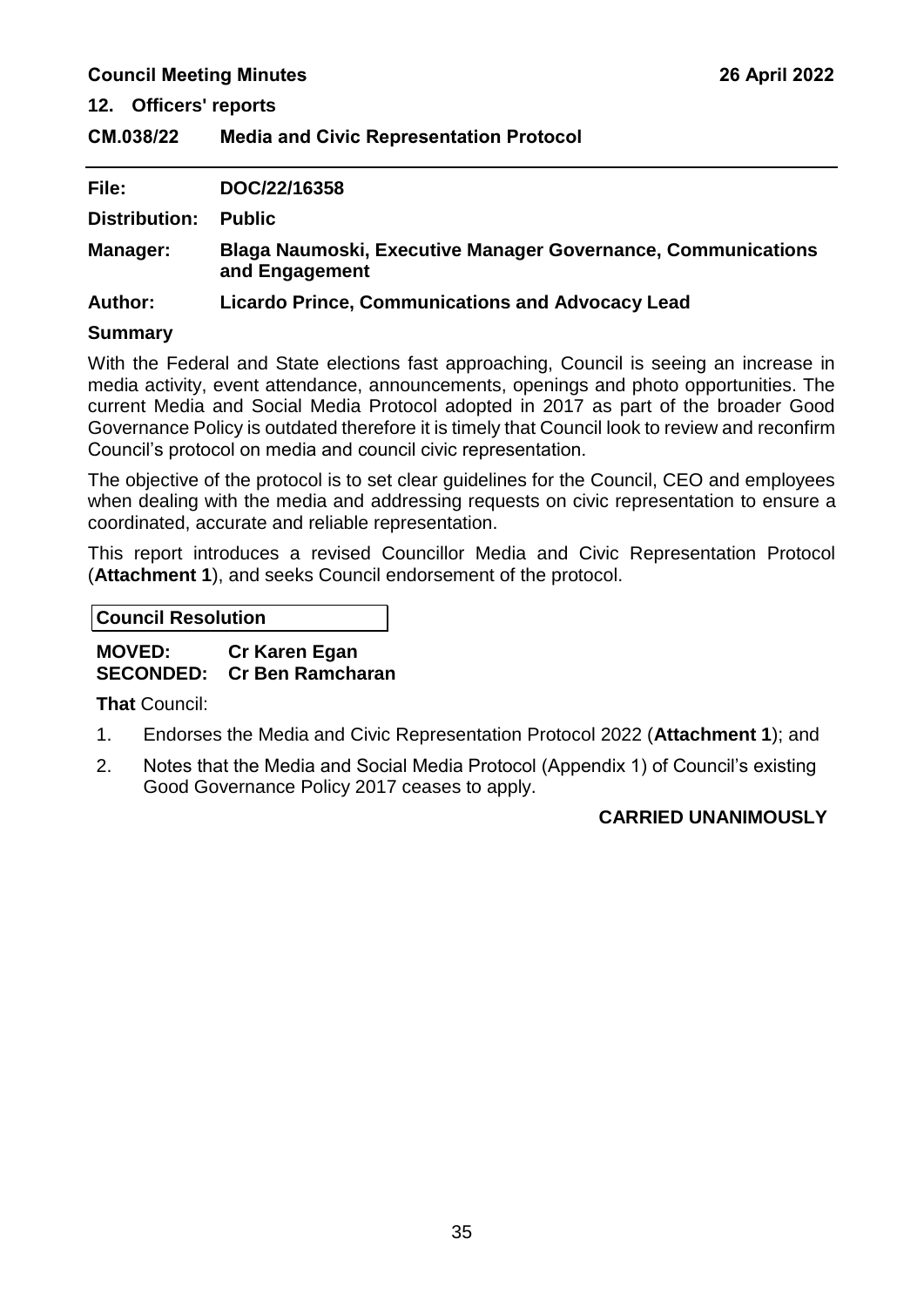## 12. Officers' reports

### CM.038/22 Media and Civic Representation Protocol

**File:** DOC/22/16358

**Distribution:** Public

**Manager:** Blaga Naumoski, Executive Manager Governance, Communications and Engagement

**Author:** Licardo Prince, Communications and Advocacy Lead

**Summary**

With the Federal and State elections fast approaching, Council is seeing an increase in media activity, event attendance, announcements, openings and photo opportunities. The current Media and Social Media Protocol adopted in 2017 as part of the broader Good Governance Policy is outdated therefore it is timely that Council look to review and reconfirm Council's protocol on media and council civic representation.

The objective of the protocol is to set clear guidelines for the Council, CEO and employees when dealing with the media and addressing requests on civic representation to ensure a coordinated, accurate and reliable representation.

This report introduces a revised Councillor Media and Civic Representation Protocol (**Attachment 1**), and seeks Council endorsement of the protocol.

**Council Resolution**

**MOVED:** Cr Karen Egan
**SECONDED:** Cr Ben Ramcharan

**That** Council:

1. Endorses the Media and Civic Representation Protocol 2022 (**Attachment 1**); and
2. Notes that the Media and Social Media Protocol (Appendix 1) of Council's existing Good Governance Policy 2017 ceases to apply.

**CARRIED UNANIMOUSLY**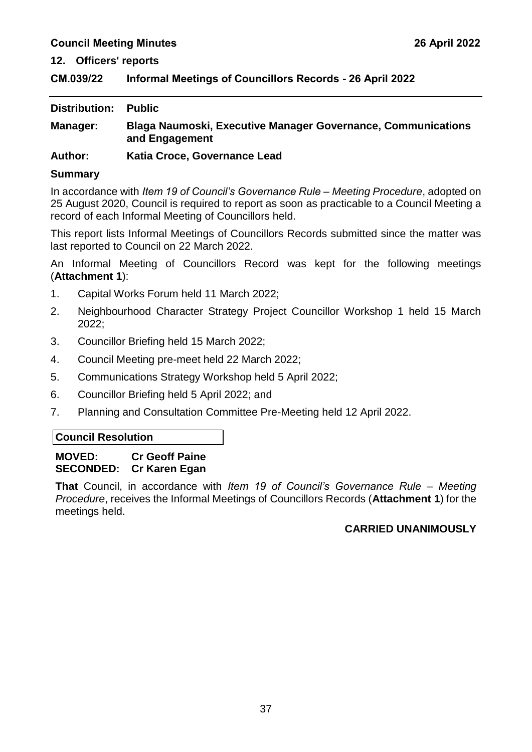## 12. Officers' reports

### CM.039/22 Informal Meetings of Councillors Records - 26 April 2022

---

**Distribution:** **Public**

**Manager:** **Blaga Naumoski, Executive Manager Governance, Communications and Engagement**

**Author:** **Katia Croce, Governance Lead**

**Summary**

In accordance with *Item 19 of Council's Governance Rule – Meeting Procedure*, adopted on 25 August 2020, Council is required to report as soon as practicable to a Council Meeting a record of each Informal Meeting of Councillors held.

This report lists Informal Meetings of Councillors Records submitted since the matter was last reported to Council on 22 March 2022.

An Informal Meeting of Councillors Record was kept for the following meetings (**Attachment 1**):

1. Capital Works Forum held 11 March 2022;
2. Neighbourhood Character Strategy Project Councillor Workshop 1 held 15 March 2022;
3. Councillor Briefing held 15 March 2022;
4. Council Meeting pre-meet held 22 March 2022;
5. Communications Strategy Workshop held 5 April 2022;
6. Councillor Briefing held 5 April 2022; and
7. Planning and Consultation Committee Pre-Meeting held 12 April 2022.

**Council Resolution**

**MOVED:** **Cr Geoff Paine**
**SECONDED:** **Cr Karen Egan**

**That** Council, in accordance with *Item 19 of Council's Governance Rule – Meeting Procedure*, receives the Informal Meetings of Councillors Records (**Attachment 1**) for the meetings held.

**CARRIED UNANIMOUSLY**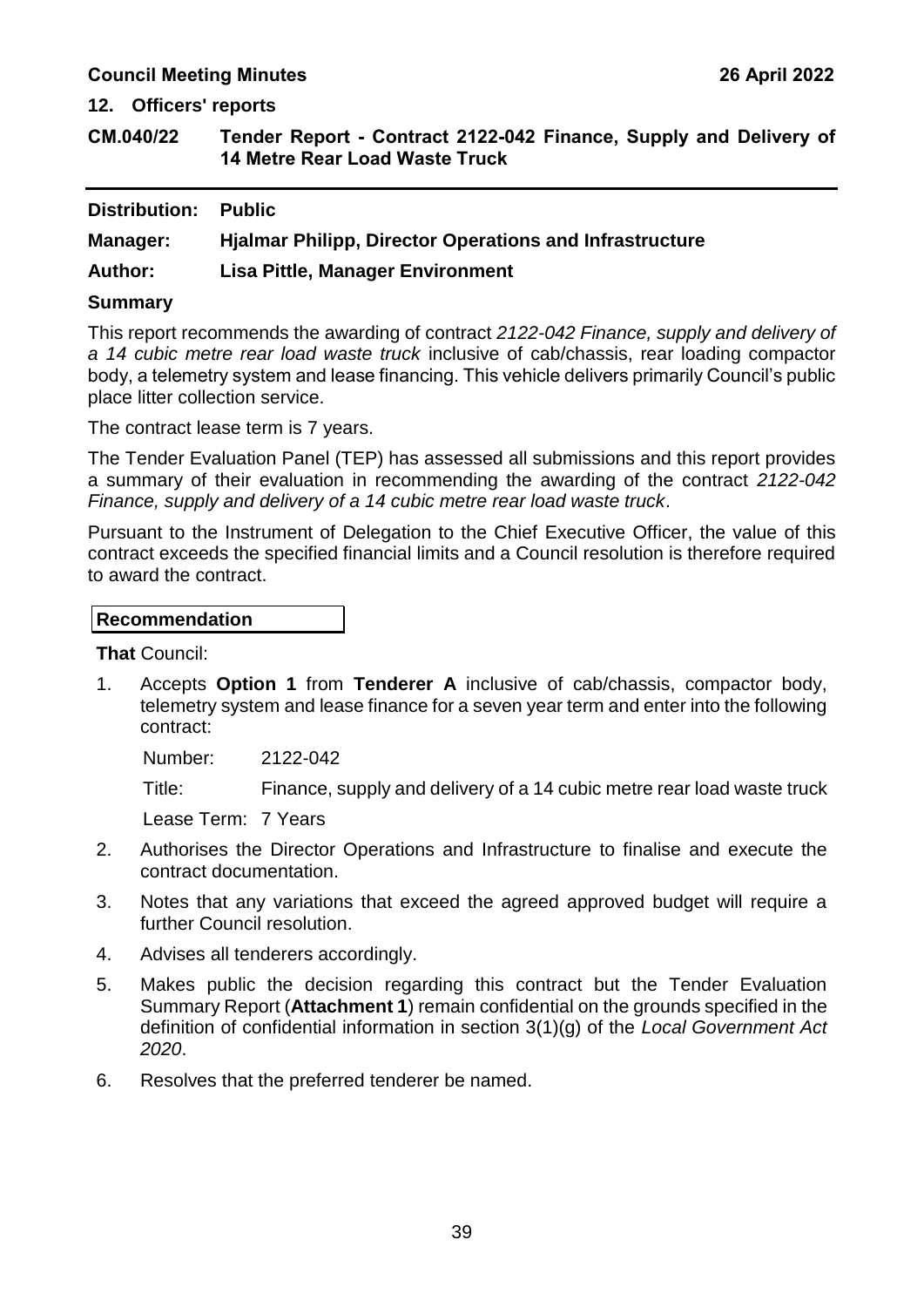## 12. Officers' reports

## CM.040/22 Tender Report - Contract 2122-042 Finance, Supply and Delivery of 14 Metre Rear Load Waste Truck

**Distribution:** **Public**

**Manager:** **Hjalmar Philipp, Director Operations and Infrastructure**

**Author:** **Lisa Pittle, Manager Environment**

### Summary

This report recommends the awarding of contract *2122-042 Finance, supply and delivery of a 14 cubic metre rear load waste truck* inclusive of cab/chassis, rear loading compactor body, a telemetry system and lease financing. This vehicle delivers primarily Council's public place litter collection service.

The contract lease term is 7 years.

The Tender Evaluation Panel (TEP) has assessed all submissions and this report provides a summary of their evaluation in recommending the awarding of the contract *2122-042 Finance, supply and delivery of a 14 cubic metre rear load waste truck*.

Pursuant to the Instrument of Delegation to the Chief Executive Officer, the value of this contract exceeds the specified financial limits and a Council resolution is therefore required to award the contract.

### Recommendation

**That** Council:

1. Accepts **Option 1** from **Tenderer A** inclusive of cab/chassis, compactor body, telemetry system and lease finance for a seven year term and enter into the following contract:

   Number: 2122-042

   Title: Finance, supply and delivery of a 14 cubic metre rear load waste truck

   Lease Term: 7 Years

2. Authorises the Director Operations and Infrastructure to finalise and execute the contract documentation.
3. Notes that any variations that exceed the agreed approved budget will require a further Council resolution.
4. Advises all tenderers accordingly.
5. Makes public the decision regarding this contract but the Tender Evaluation Summary Report (**Attachment 1**) remain confidential on the grounds specified in the definition of confidential information in section 3(1)(g) of the *Local Government Act 2020*.
6. Resolves that the preferred tenderer be named.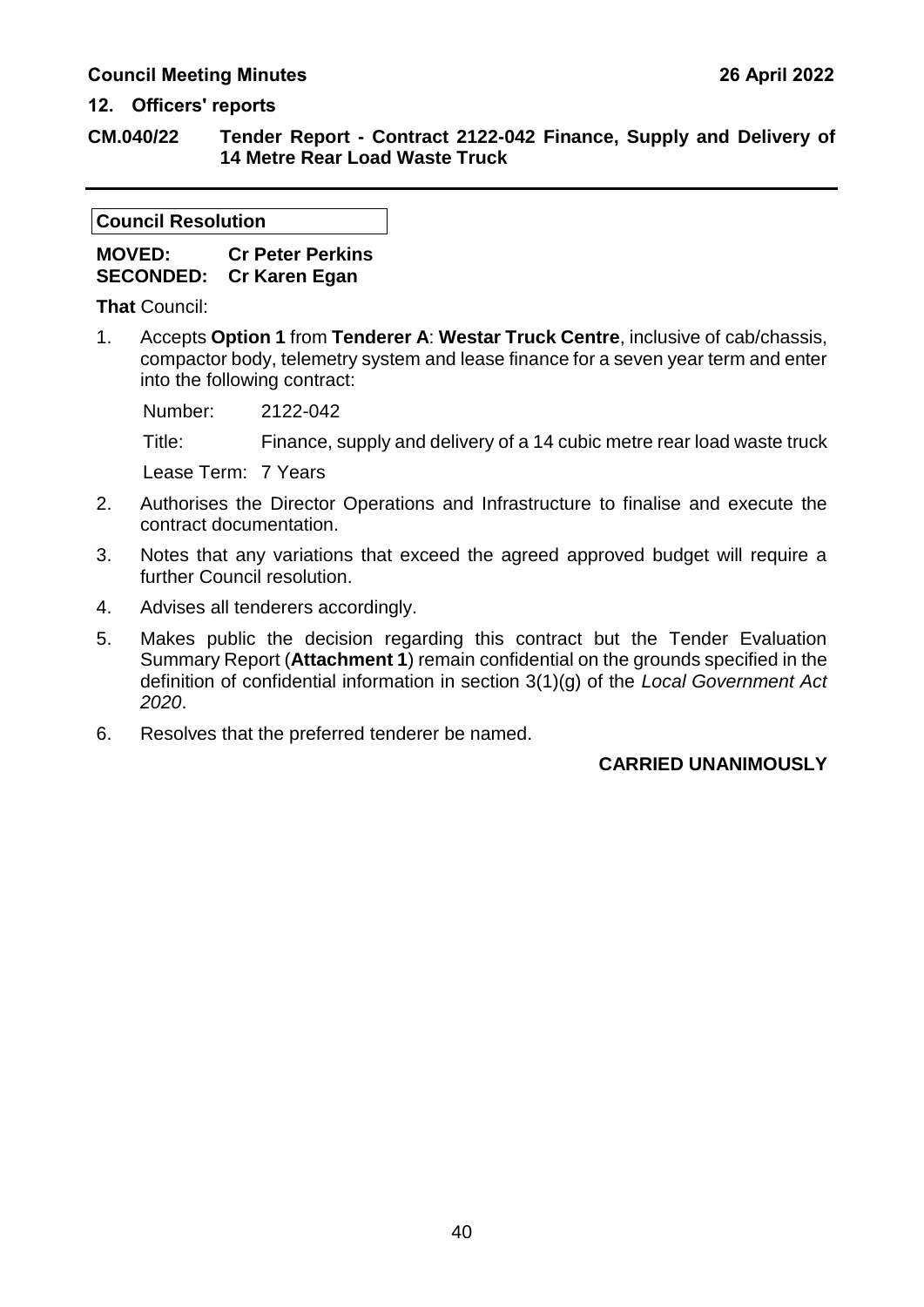## 12. Officers' reports

### CM.040/22 Tender Report - Contract 2122-042 Finance, Supply and Delivery of 14 Metre Rear Load Waste Truck

**Council Resolution**

**MOVED:** **Cr Peter Perkins**
**SECONDED:** **Cr Karen Egan**

**That** Council:

1. Accepts **Option 1** from **Tenderer A**: **Westar Truck Centre**, inclusive of cab/chassis, compactor body, telemetry system and lease finance for a seven year term and enter into the following contract:

   Number: 2122-042

   Title: Finance, supply and delivery of a 14 cubic metre rear load waste truck

   Lease Term: 7 Years

2. Authorises the Director Operations and Infrastructure to finalise and execute the contract documentation.
3. Notes that any variations that exceed the agreed approved budget will require a further Council resolution.
4. Advises all tenderers accordingly.
5. Makes public the decision regarding this contract but the Tender Evaluation Summary Report (**Attachment 1**) remain confidential on the grounds specified in the definition of confidential information in section 3(1)(g) of the *Local Government Act 2020*.
6. Resolves that the preferred tenderer be named.

**CARRIED UNANIMOUSLY**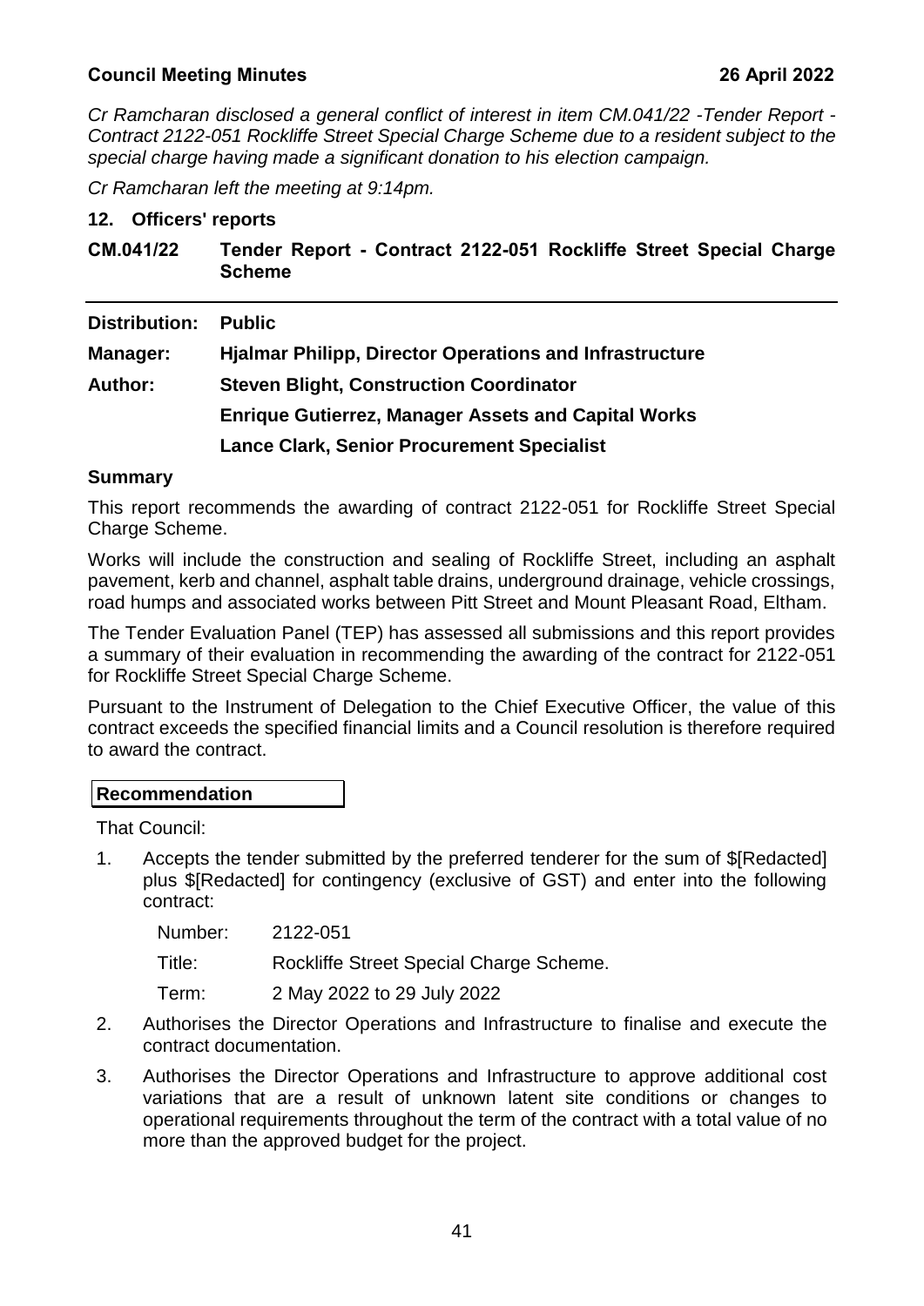*Cr Ramcharan disclosed a general conflict of interest in item CM.041/22 -Tender Report - Contract 2122-051 Rockliffe Street Special Charge Scheme due to a resident subject to the special charge having made a significant donation to his election campaign.*

*Cr Ramcharan left the meeting at 9:14pm.*

## 12. Officers' reports

## CM.041/22 Tender Report - Contract 2122-051 Rockliffe Street Special Charge Scheme

**Distribution:** **Public**

**Manager:** **Hjalmar Philipp, Director Operations and Infrastructure**

**Author:** **Steven Blight, Construction Coordinator**

**Enrique Gutierrez, Manager Assets and Capital Works**

**Lance Clark, Senior Procurement Specialist**

### Summary

This report recommends the awarding of contract 2122-051 for Rockliffe Street Special Charge Scheme.

Works will include the construction and sealing of Rockliffe Street, including an asphalt pavement, kerb and channel, asphalt table drains, underground drainage, vehicle crossings, road humps and associated works between Pitt Street and Mount Pleasant Road, Eltham.

The Tender Evaluation Panel (TEP) has assessed all submissions and this report provides a summary of their evaluation in recommending the awarding of the contract for 2122-051 for Rockliffe Street Special Charge Scheme.

Pursuant to the Instrument of Delegation to the Chief Executive Officer, the value of this contract exceeds the specified financial limits and a Council resolution is therefore required to award the contract.

**Recommendation**

That Council:

1. Accepts the tender submitted by the preferred tenderer for the sum of $[Redacted] plus $[Redacted] for contingency (exclusive of GST) and enter into the following contract:

   Number: 2122-051

   Title: Rockliffe Street Special Charge Scheme.

   Term: 2 May 2022 to 29 July 2022

2. Authorises the Director Operations and Infrastructure to finalise and execute the contract documentation.
3. Authorises the Director Operations and Infrastructure to approve additional cost variations that are a result of unknown latent site conditions or changes to operational requirements throughout the term of the contract with a total value of no more than the approved budget for the project.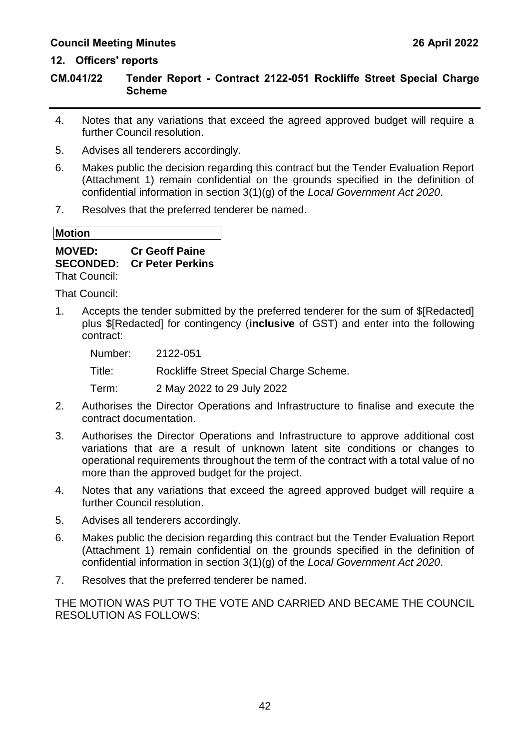## 12. Officers' reports

### CM.041/22 Tender Report - Contract 2122-051 Rockliffe Street Special Charge Scheme

4. Notes that any variations that exceed the agreed approved budget will require a further Council resolution.
5. Advises all tenderers accordingly.
6. Makes public the decision regarding this contract but the Tender Evaluation Report (Attachment 1) remain confidential on the grounds specified in the definition of confidential information in section 3(1)(g) of the *Local Government Act 2020*.
7. Resolves that the preferred tenderer be named.

**Motion**

**MOVED:** **Cr Geoff Paine**
**SECONDED:** **Cr Peter Perkins**
That Council:

That Council:

1. Accepts the tender submitted by the preferred tenderer for the sum of $[Redacted] plus $[Redacted] for contingency (**inclusive** of GST) and enter into the following contract:

   Number: 2122-051

   Title: Rockliffe Street Special Charge Scheme.

   Term: 2 May 2022 to 29 July 2022

2. Authorises the Director Operations and Infrastructure to finalise and execute the contract documentation.
3. Authorises the Director Operations and Infrastructure to approve additional cost variations that are a result of unknown latent site conditions or changes to operational requirements throughout the term of the contract with a total value of no more than the approved budget for the project.
4. Notes that any variations that exceed the agreed approved budget will require a further Council resolution.
5. Advises all tenderers accordingly.
6. Makes public the decision regarding this contract but the Tender Evaluation Report (Attachment 1) remain confidential on the grounds specified in the definition of confidential information in section 3(1)(g) of the *Local Government Act 2020*.
7. Resolves that the preferred tenderer be named.

THE MOTION WAS PUT TO THE VOTE AND CARRIED AND BECAME THE COUNCIL RESOLUTION AS FOLLOWS: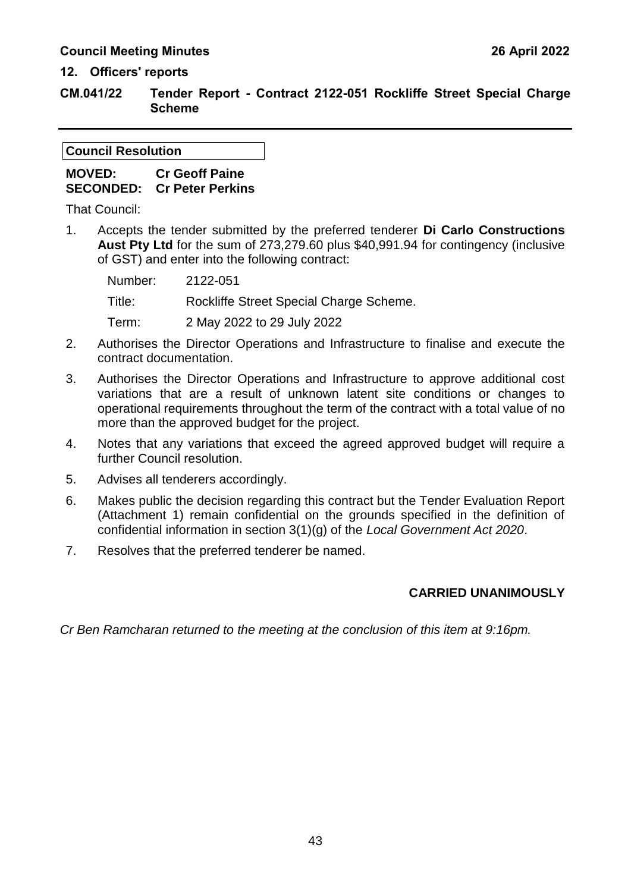## 12. Officers' reports

### CM.041/22 Tender Report - Contract 2122-051 Rockliffe Street Special Charge Scheme

**Council Resolution**

**MOVED:** **Cr Geoff Paine**
**SECONDED:** **Cr Peter Perkins**

That Council:

1. Accepts the tender submitted by the preferred tenderer **Di Carlo Constructions Aust Pty Ltd** for the sum of 273,279.60 plus $40,991.94 for contingency (inclusive of GST) and enter into the following contract:

   Number: 2122-051

   Title: Rockliffe Street Special Charge Scheme.

   Term: 2 May 2022 to 29 July 2022

2. Authorises the Director Operations and Infrastructure to finalise and execute the contract documentation.
3. Authorises the Director Operations and Infrastructure to approve additional cost variations that are a result of unknown latent site conditions or changes to operational requirements throughout the term of the contract with a total value of no more than the approved budget for the project.
4. Notes that any variations that exceed the agreed approved budget will require a further Council resolution.
5. Advises all tenderers accordingly.
6. Makes public the decision regarding this contract but the Tender Evaluation Report (Attachment 1) remain confidential on the grounds specified in the definition of confidential information in section 3(1)(g) of the *Local Government Act 2020*.
7. Resolves that the preferred tenderer be named.

**CARRIED UNANIMOUSLY**

*Cr Ben Ramcharan returned to the meeting at the conclusion of this item at 9:16pm.*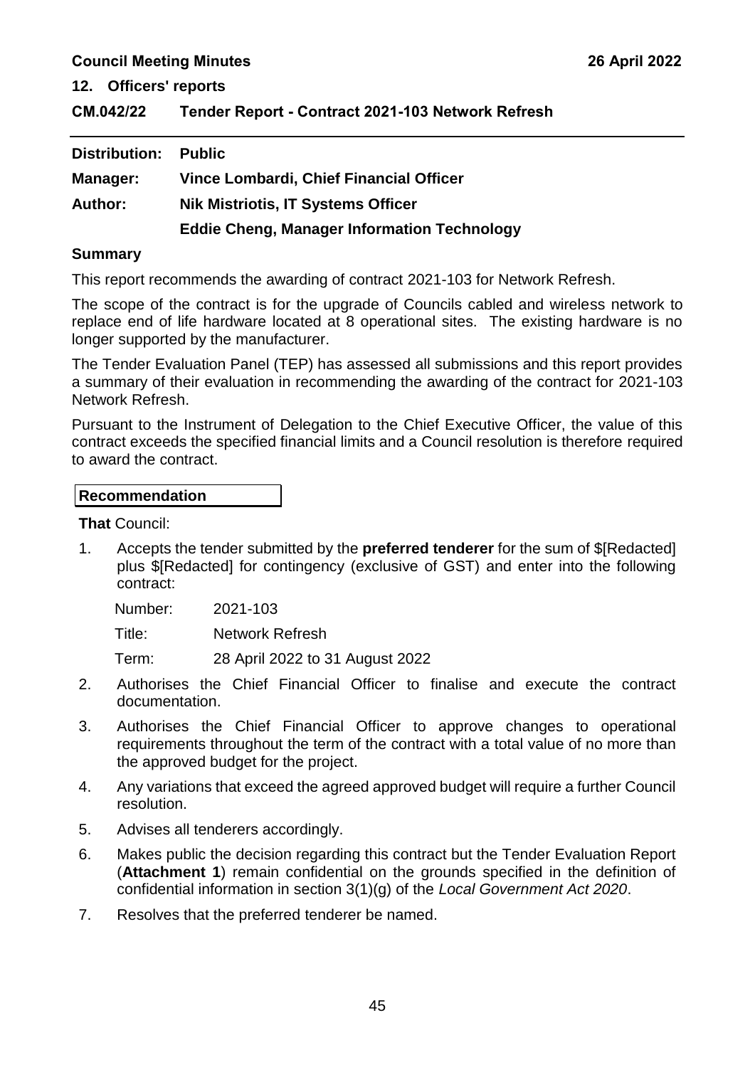**Council Meeting Minutes** **26 April 2022**

## 12. Officers' reports

## CM.042/22 Tender Report - Contract 2021-103 Network Refresh

**Distribution:** **Public**

**Manager:** **Vince Lombardi, Chief Financial Officer**

**Author:** **Nik Mistriotis, IT Systems Officer**

**Eddie Cheng, Manager Information Technology**

### Summary

This report recommends the awarding of contract 2021-103 for Network Refresh.

The scope of the contract is for the upgrade of Councils cabled and wireless network to replace end of life hardware located at 8 operational sites. The existing hardware is no longer supported by the manufacturer.

The Tender Evaluation Panel (TEP) has assessed all submissions and this report provides a summary of their evaluation in recommending the awarding of the contract for 2021-103 Network Refresh.

Pursuant to the Instrument of Delegation to the Chief Executive Officer, the value of this contract exceeds the specified financial limits and a Council resolution is therefore required to award the contract.

### Recommendation

**That** Council:

1. Accepts the tender submitted by the **preferred tenderer** for the sum of $[Redacted] plus $[Redacted] for contingency (exclusive of GST) and enter into the following contract:

   Number: 2021-103

   Title: Network Refresh

   Term: 28 April 2022 to 31 August 2022

2. Authorises the Chief Financial Officer to finalise and execute the contract documentation.

3. Authorises the Chief Financial Officer to approve changes to operational requirements throughout the term of the contract with a total value of no more than the approved budget for the project.

4. Any variations that exceed the agreed approved budget will require a further Council resolution.

5. Advises all tenderers accordingly.

6. Makes public the decision regarding this contract but the Tender Evaluation Report (**Attachment 1**) remain confidential on the grounds specified in the definition of confidential information in section 3(1)(g) of the *Local Government Act 2020*.

7. Resolves that the preferred tenderer be named.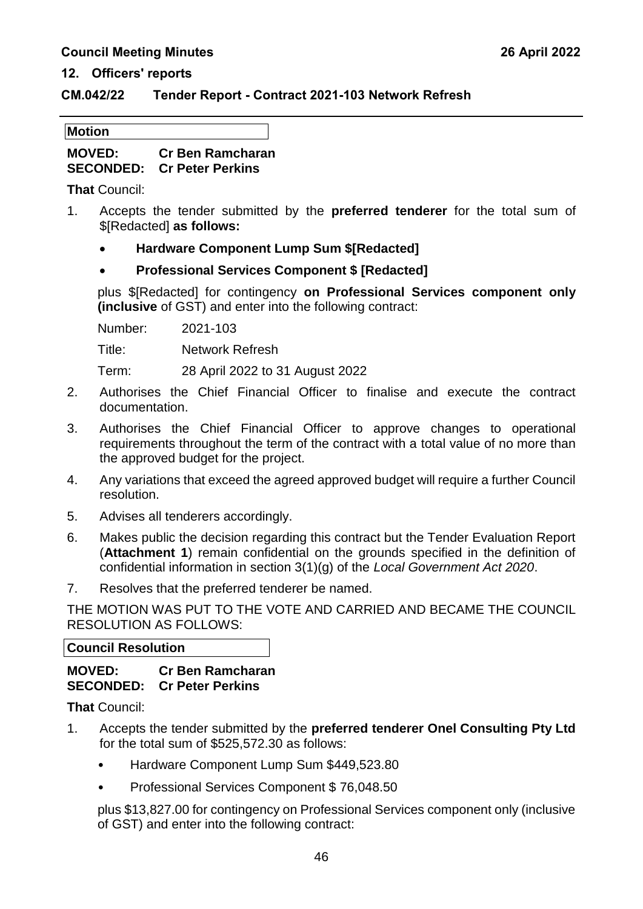**12. Officers' reports**

## CM.042/22 Tender Report - Contract 2021-103 Network Refresh

---

**Motion**

**MOVED: Cr Ben Ramcharan**
**SECONDED: Cr Peter Perkins**

**That** Council:

1. Accepts the tender submitted by the **preferred tenderer** for the total sum of $[Redacted] **as follows:**

   - **Hardware Component Lump Sum $[Redacted]**
   - **Professional Services Component $ [Redacted]**

   plus $[Redacted] for contingency **on Professional Services component only (inclusive** of GST) and enter into the following contract:

   Number: 2021-103

   Title: Network Refresh

   Term: 28 April 2022 to 31 August 2022

2. Authorises the Chief Financial Officer to finalise and execute the contract documentation.
3. Authorises the Chief Financial Officer to approve changes to operational requirements throughout the term of the contract with a total value of no more than the approved budget for the project.
4. Any variations that exceed the agreed approved budget will require a further Council resolution.
5. Advises all tenderers accordingly.
6. Makes public the decision regarding this contract but the Tender Evaluation Report (**Attachment 1**) remain confidential on the grounds specified in the definition of confidential information in section 3(1)(g) of the *Local Government Act 2020*.
7. Resolves that the preferred tenderer be named.

THE MOTION WAS PUT TO THE VOTE AND CARRIED AND BECAME THE COUNCIL RESOLUTION AS FOLLOWS:

**Council Resolution**

**MOVED: Cr Ben Ramcharan**
**SECONDED: Cr Peter Perkins**

**That** Council:

1. Accepts the tender submitted by the **preferred tenderer Onel Consulting Pty Ltd** for the total sum of $525,572.30 as follows:

   - Hardware Component Lump Sum $449,523.80
   - Professional Services Component $ 76,048.50

   plus $13,827.00 for contingency on Professional Services component only (inclusive of GST) and enter into the following contract: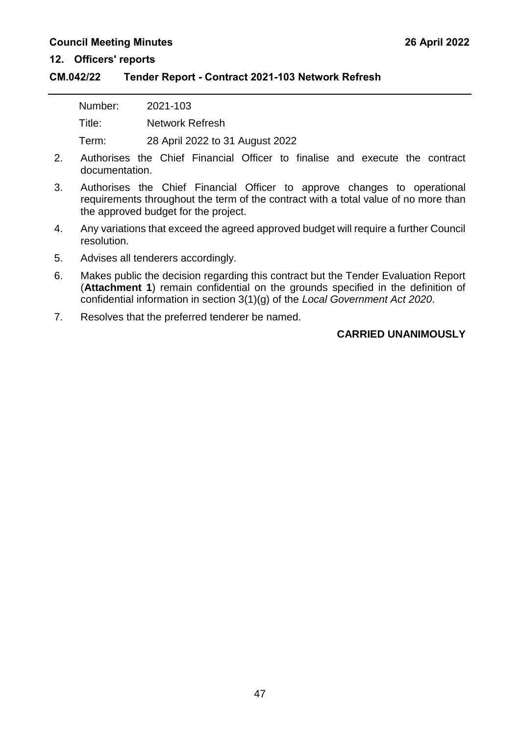| Number: | 2021-103 |
|---|---|
| Title: | Network Refresh |
| Term: | 28 April 2022 to 31 August 2022 |

2. Authorises the Chief Financial Officer to finalise and execute the contract documentation.
3. Authorises the Chief Financial Officer to approve changes to operational requirements throughout the term of the contract with a total value of no more than the approved budget for the project.
4. Any variations that exceed the agreed approved budget will require a further Council resolution.
5. Advises all tenderers accordingly.
6. Makes public the decision regarding this contract but the Tender Evaluation Report (**Attachment 1**) remain confidential on the grounds specified in the definition of confidential information in section 3(1)(g) of the *Local Government Act 2020*.
7. Resolves that the preferred tenderer be named.

**CARRIED UNANIMOUSLY**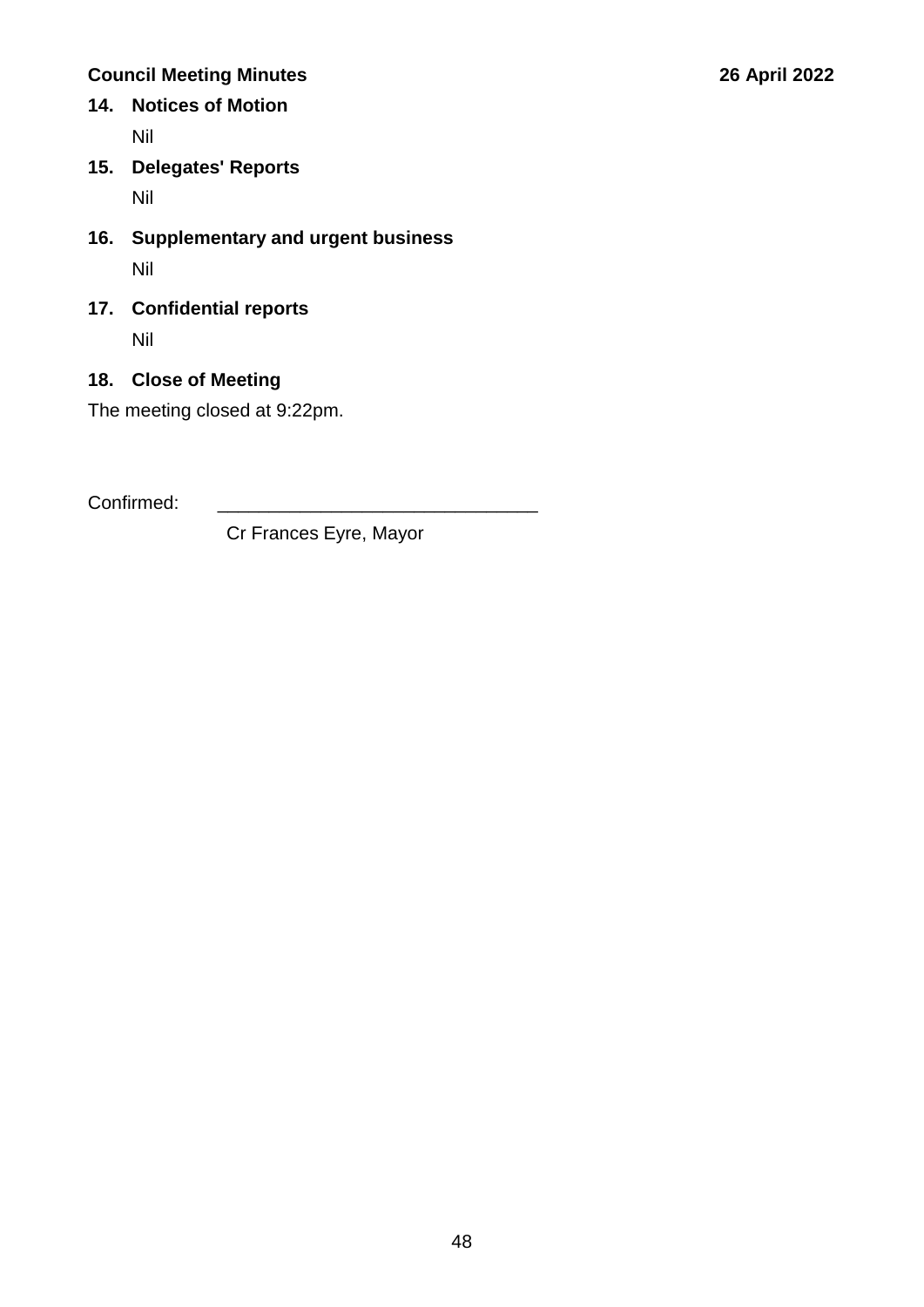## 14. Notices of Motion

Nil

## 15. Delegates' Reports

Nil

## 16. Supplementary and urgent business

Nil

## 17. Confidential reports

Nil

## 18. Close of Meeting

The meeting closed at 9:22pm.

Confirmed: ______________________________

Cr Frances Eyre, Mayor